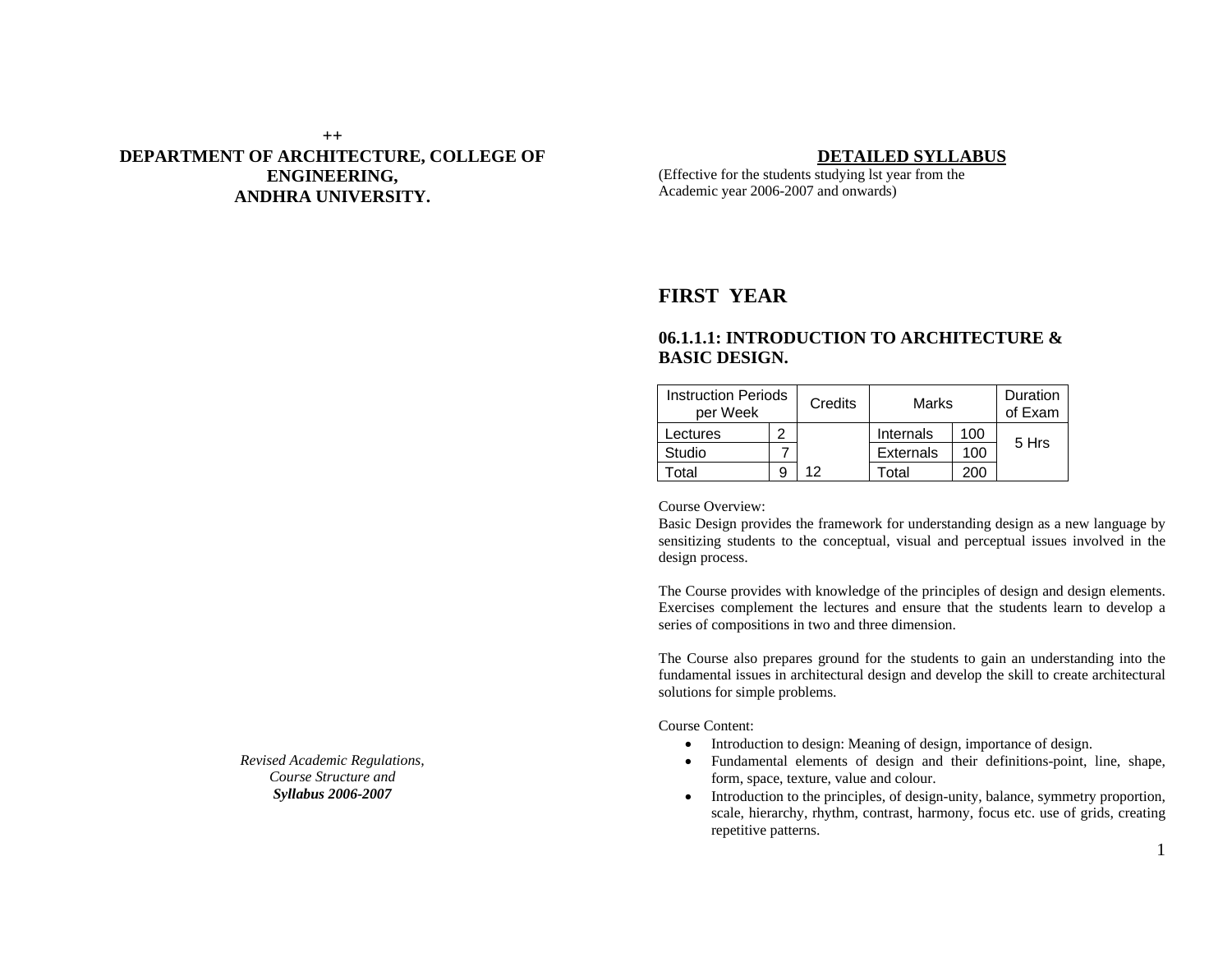++

# DEPARTMENT OF ARCHITECTURE, COLLEGE OF ENGINEERING, ANDHRA UNIVERSITY.

*Revised Academic Regulations, Course Structure and* ***Syllabus 2006-2007***

## DETAILED SYLLABUS

(Effective for the students studying lst year from the Academic year 2006-2007 and onwards)

# FIRST YEAR

## 06.1.1.1: INTRODUCTION TO ARCHITECTURE & BASIC DESIGN.

| Instruction Periods per Week | | Credits | Marks | | Duration of Exam |
|---|---|---|---|---|---|
| Lectures | 2 | | Internals | 100 | 5 Hrs |
| Studio | 7 | | Externals | 100 | |
| Total | 9 | 12 | Total | 200 | |

Course Overview:

Basic Design provides the framework for understanding design as a new language by sensitizing students to the conceptual, visual and perceptual issues involved in the design process.

The Course provides with knowledge of the principles of design and design elements. Exercises complement the lectures and ensure that the students learn to develop a series of compositions in two and three dimension.

The Course also prepares ground for the students to gain an understanding into the fundamental issues in architectural design and develop the skill to create architectural solutions for simple problems.

Course Content:

- Introduction to design: Meaning of design, importance of design.
- Fundamental elements of design and their definitions-point, line, shape, form, space, texture, value and colour.
- Introduction to the principles, of design-unity, balance, symmetry proportion, scale, hierarchy, rhythm, contrast, harmony, focus etc. use of grids, creating repetitive patterns.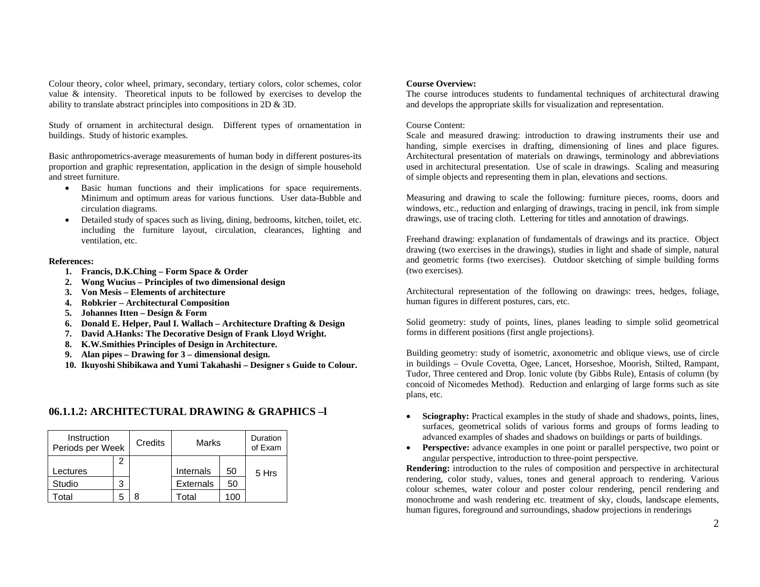Colour theory, color wheel, primary, secondary, tertiary colors, color schemes, color value & intensity. Theoretical inputs to be followed by exercises to develop the ability to translate abstract principles into compositions in 2D & 3D.

Study of ornament in architectural design. Different types of ornamentation in buildings. Study of historic examples.

Basic anthropometrics-average measurements of human body in different postures-its proportion and graphic representation, application in the design of simple household and street furniture.

- Basic human functions and their implications for space requirements. Minimum and optimum areas for various functions. User data-Bubble and circulation diagrams.
- Detailed study of spaces such as living, dining, bedrooms, kitchen, toilet, etc. including the furniture layout, circulation, clearances, lighting and ventilation, etc.

**References:**

1. **Francis, D.K.Ching – Form Space & Order**
2. **Wong Wucius – Principles of two dimensional design**
3. **Von Mesis – Elements of architecture**
4. **Robkrier – Architectural Composition**
5. **Johannes Itten – Design & Form**
6. **Donald E. Helper, Paul I. Wallach – Architecture Drafting & Design**
7. **David A.Hanks: The Decorative Design of Frank Lloyd Wright.**
8. **K.W.Smithies Principles of Design in Architecture.**
9. **Alan pipes – Drawing for 3 – dimensional design.**
10. **Ikuyoshi Shibikawa and Yumi Takahashi – Designer s Guide to Colour.**

## 06.1.1.2: ARCHITECTURAL DRAWING & GRAPHICS –l

| Instruction Periods per Week | | Credits | Marks | | Duration of Exam |
|---|---|---|---|---|---|
| Lectures | 2 | | Internals | 50 | 5 Hrs |
| Studio | 3 | | Externals | 50 | |
| Total | 5 | 8 | Total | 100 | |

**Course Overview:**
The course introduces students to fundamental techniques of architectural drawing and develops the appropriate skills for visualization and representation.

Course Content:
Scale and measured drawing: introduction to drawing instruments their use and handing, simple exercises in drafting, dimensioning of lines and place figures. Architectural presentation of materials on drawings, terminology and abbreviations used in architectural presentation. Use of scale in drawings. Scaling and measuring of simple objects and representing them in plan, elevations and sections.

Measuring and drawing to scale the following: furniture pieces, rooms, doors and windows, etc., reduction and enlarging of drawings, tracing in pencil, ink from simple drawings, use of tracing cloth. Lettering for titles and annotation of drawings.

Freehand drawing: explanation of fundamentals of drawings and its practice. Object drawing (two exercises in the drawings), studies in light and shade of simple, natural and geometric forms (two exercises). Outdoor sketching of simple building forms (two exercises).

Architectural representation of the following on drawings: trees, hedges, foliage, human figures in different postures, cars, etc.

Solid geometry: study of points, lines, planes leading to simple solid geometrical forms in different positions (first angle projections).

Building geometry: study of isometric, axonometric and oblique views, use of circle in buildings – Ovule Covetta, Ogee, Lancet, Horseshoe, Moorish, Stilted, Rampant, Tudor, Three centered and Drop. Ionic volute (by Gibbs Rule), Entasis of column (by concoid of Nicomedes Method). Reduction and enlarging of large forms such as site plans, etc.

- **Sciography:** Practical examples in the study of shade and shadows, points, lines, surfaces, geometrical solids of various forms and groups of forms leading to advanced examples of shades and shadows on buildings or parts of buildings.
- **Perspective:** advance examples in one point or parallel perspective, two point or angular perspective, introduction to three-point perspective.

**Rendering:** introduction to the rules of composition and perspective in architectural rendering, color study, values, tones and general approach to rendering. Various colour schemes, water colour and poster colour rendering, pencil rendering and monochrome and wash rendering etc. treatment of sky, clouds, landscape elements, human figures, foreground and surroundings, shadow projections in renderings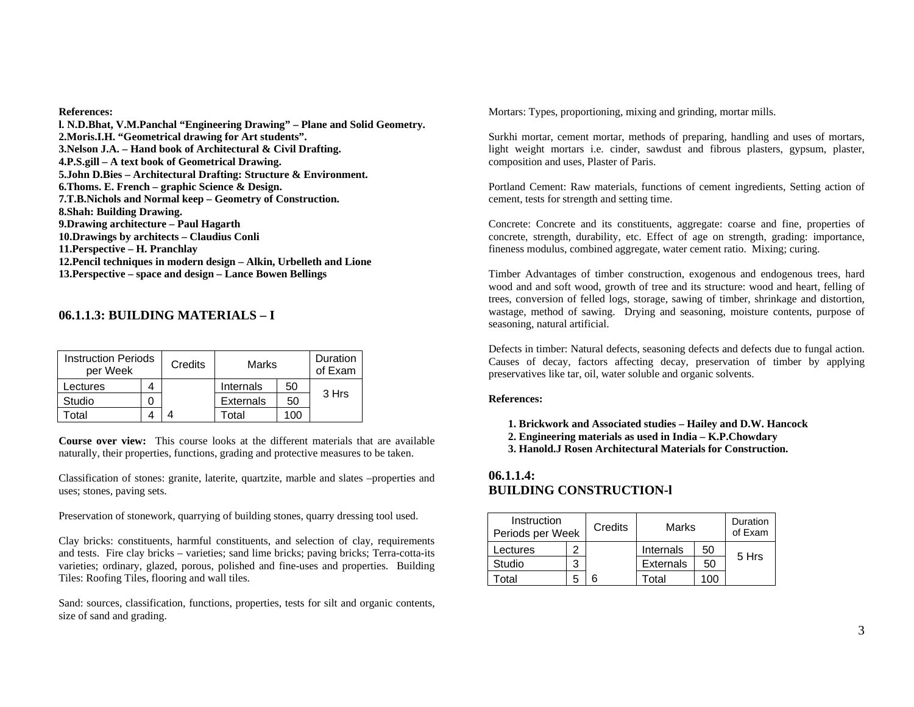**References:**

**l. N.D.Bhat, V.M.Panchal "Engineering Drawing" – Plane and Solid Geometry.**
**2.Moris.I.H. "Geometrical drawing for Art students".**
**3.Nelson J.A. – Hand book of Architectural & Civil Drafting.**
**4.P.S.gill – A text book of Geometrical Drawing.**
**5.John D.Bies – Architectural Drafting: Structure & Environment.**
**6.Thoms. E. French – graphic Science & Design.**
**7.T.B.Nichols and Normal keep – Geometry of Construction.**
**8.Shah: Building Drawing.**
**9.Drawing architecture – Paul Hagarth**
**10.Drawings by architects – Claudius Conli**
**11.Perspective – H. Pranchlay**
**12.Pencil techniques in modern design – Alkin, Urbelleth and Lione**
**13.Perspective – space and design – Lance Bowen Bellings**

## 06.1.1.3: BUILDING MATERIALS – I

| Instruction Periods per Week | | Credits | Marks | | Duration of Exam |
|---|---|---|---|---|---|
| Lectures | 4 | | Internals | 50 | 3 Hrs |
| Studio | 0 | | Externals | 50 | |
| Total | 4 | 4 | Total | 100 | |

**Course over view:** This course looks at the different materials that are available naturally, their properties, functions, grading and protective measures to be taken.

Classification of stones: granite, laterite, quartzite, marble and slates –properties and uses; stones, paving sets.

Preservation of stonework, quarrying of building stones, quarry dressing tool used.

Clay bricks: constituents, harmful constituents, and selection of clay, requirements and tests. Fire clay bricks – varieties; sand lime bricks; paving bricks; Terra-cotta-its varieties; ordinary, glazed, porous, polished and fine-uses and properties. Building Tiles: Roofing Tiles, flooring and wall tiles.

Sand: sources, classification, functions, properties, tests for silt and organic contents, size of sand and grading.

Mortars: Types, proportioning, mixing and grinding, mortar mills.

Surkhi mortar, cement mortar, methods of preparing, handling and uses of mortars, light weight mortars i.e. cinder, sawdust and fibrous plasters, gypsum, plaster, composition and uses, Plaster of Paris.

Portland Cement: Raw materials, functions of cement ingredients, Setting action of cement, tests for strength and setting time.

Concrete: Concrete and its constituents, aggregate: coarse and fine, properties of concrete, strength, durability, etc. Effect of age on strength, grading: importance, fineness modulus, combined aggregate, water cement ratio. Mixing; curing.

Timber Advantages of timber construction, exogenous and endogenous trees, hard wood and and soft wood, growth of tree and its structure: wood and heart, felling of trees, conversion of felled logs, storage, sawing of timber, shrinkage and distortion, wastage, method of sawing. Drying and seasoning, moisture contents, purpose of seasoning, natural artificial.

Defects in timber: Natural defects, seasoning defects and defects due to fungal action. Causes of decay, factors affecting decay, preservation of timber by applying preservatives like tar, oil, water soluble and organic solvents.

**References:**

1. **Brickwork and Associated studies – Hailey and D.W. Hancock**
2. **Engineering materials as used in India – K.P.Chowdary**
3. **Hanold.J Rosen Architectural Materials for Construction.**

## 06.1.1.4: BUILDING CONSTRUCTION-l

| Instruction Periods per Week | | Credits | Marks | | Duration of Exam |
|---|---|---|---|---|---|
| Lectures | 2 | | Internals | 50 | 5 Hrs |
| Studio | 3 | | Externals | 50 | |
| Total | 5 | 6 | Total | 100 | |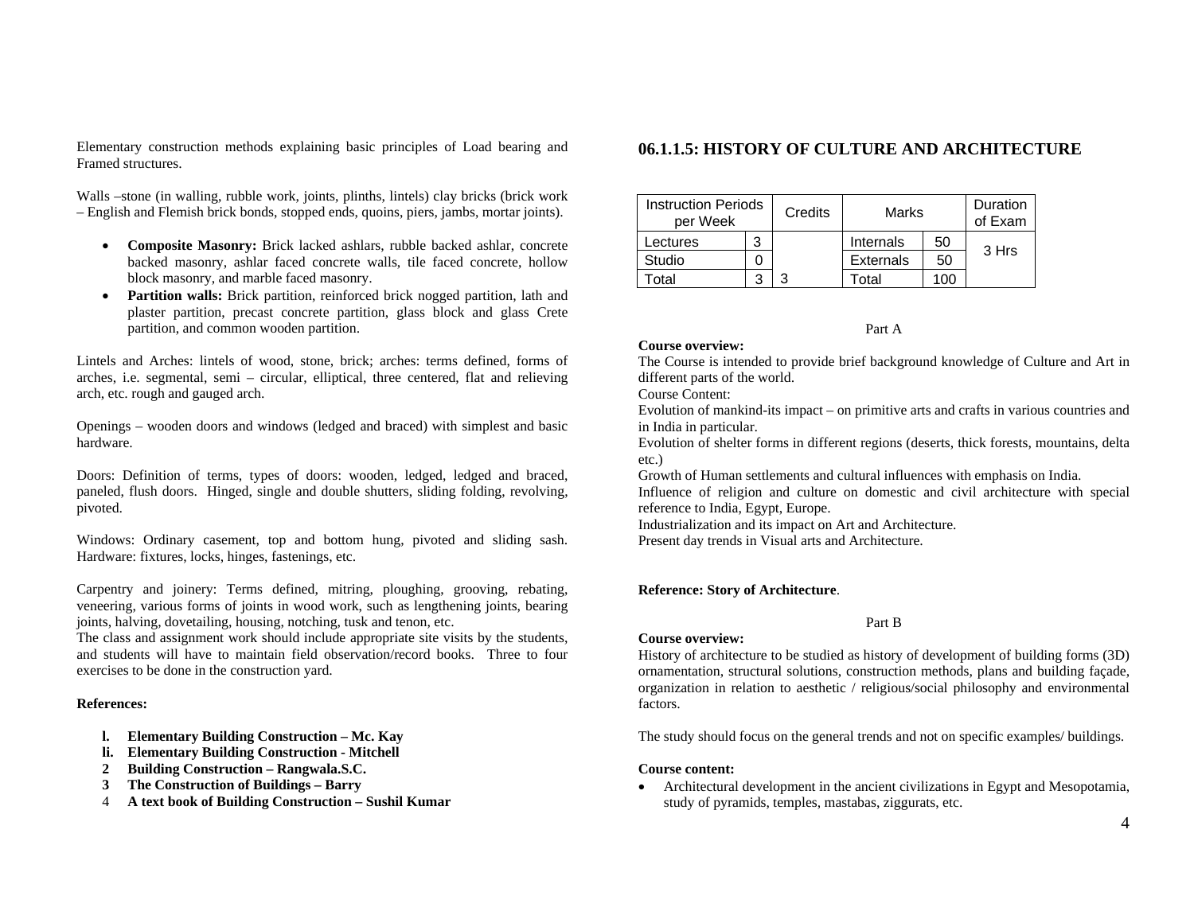Elementary construction methods explaining basic principles of Load bearing and Framed structures.

Walls –stone (in walling, rubble work, joints, plinths, lintels) clay bricks (brick work – English and Flemish brick bonds, stopped ends, quoins, piers, jambs, mortar joints).

- **Composite Masonry:** Brick lacked ashlars, rubble backed ashlar, concrete backed masonry, ashlar faced concrete walls, tile faced concrete, hollow block masonry, and marble faced masonry.
- **Partition walls:** Brick partition, reinforced brick nogged partition, lath and plaster partition, precast concrete partition, glass block and glass Crete partition, and common wooden partition.

Lintels and Arches: lintels of wood, stone, brick; arches: terms defined, forms of arches, i.e. segmental, semi – circular, elliptical, three centered, flat and relieving arch, etc. rough and gauged arch.

Openings – wooden doors and windows (ledged and braced) with simplest and basic hardware.

Doors: Definition of terms, types of doors: wooden, ledged, ledged and braced, paneled, flush doors. Hinged, single and double shutters, sliding folding, revolving, pivoted.

Windows: Ordinary casement, top and bottom hung, pivoted and sliding sash. Hardware: fixtures, locks, hinges, fastenings, etc.

Carpentry and joinery: Terms defined, mitring, ploughing, grooving, rebating, veneering, various forms of joints in wood work, such as lengthening joints, bearing joints, halving, dovetailing, housing, notching, tusk and tenon, etc.
The class and assignment work should include appropriate site visits by the students, and students will have to maintain field observation/record books. Three to four exercises to be done in the construction yard.

**References:**

- l. **Elementary Building Construction – Mc. Kay**
- li. **Elementary Building Construction - Mitchell**
- 2 **Building Construction – Rangwala.S.C.**
- 3 **The Construction of Buildings – Barry**
- 4 **A text book of Building Construction – Sushil Kumar**

## 06.1.1.5: HISTORY OF CULTURE AND ARCHITECTURE

| Instruction Periods per Week | | Credits | Marks | | Duration of Exam |
|---|---|---|---|---|---|
| Lectures | 3 | | Internals | 50 | 3 Hrs |
| Studio | 0 | | Externals | 50 | |
| Total | 3 | 3 | Total | 100 | |

Part A

**Course overview:**
The Course is intended to provide brief background knowledge of Culture and Art in different parts of the world.
Course Content:
Evolution of mankind-its impact – on primitive arts and crafts in various countries and in India in particular.
Evolution of shelter forms in different regions (deserts, thick forests, mountains, delta etc.)
Growth of Human settlements and cultural influences with emphasis on India.
Influence of religion and culture on domestic and civil architecture with special reference to India, Egypt, Europe.
Industrialization and its impact on Art and Architecture.
Present day trends in Visual arts and Architecture.

**Reference: Story of Architecture**.

Part B

**Course overview:**
History of architecture to be studied as history of development of building forms (3D) ornamentation, structural solutions, construction methods, plans and building façade, organization in relation to aesthetic / religious/social philosophy and environmental factors.

The study should focus on the general trends and not on specific examples/ buildings.

**Course content:**

- Architectural development in the ancient civilizations in Egypt and Mesopotamia, study of pyramids, temples, mastabas, ziggurats, etc.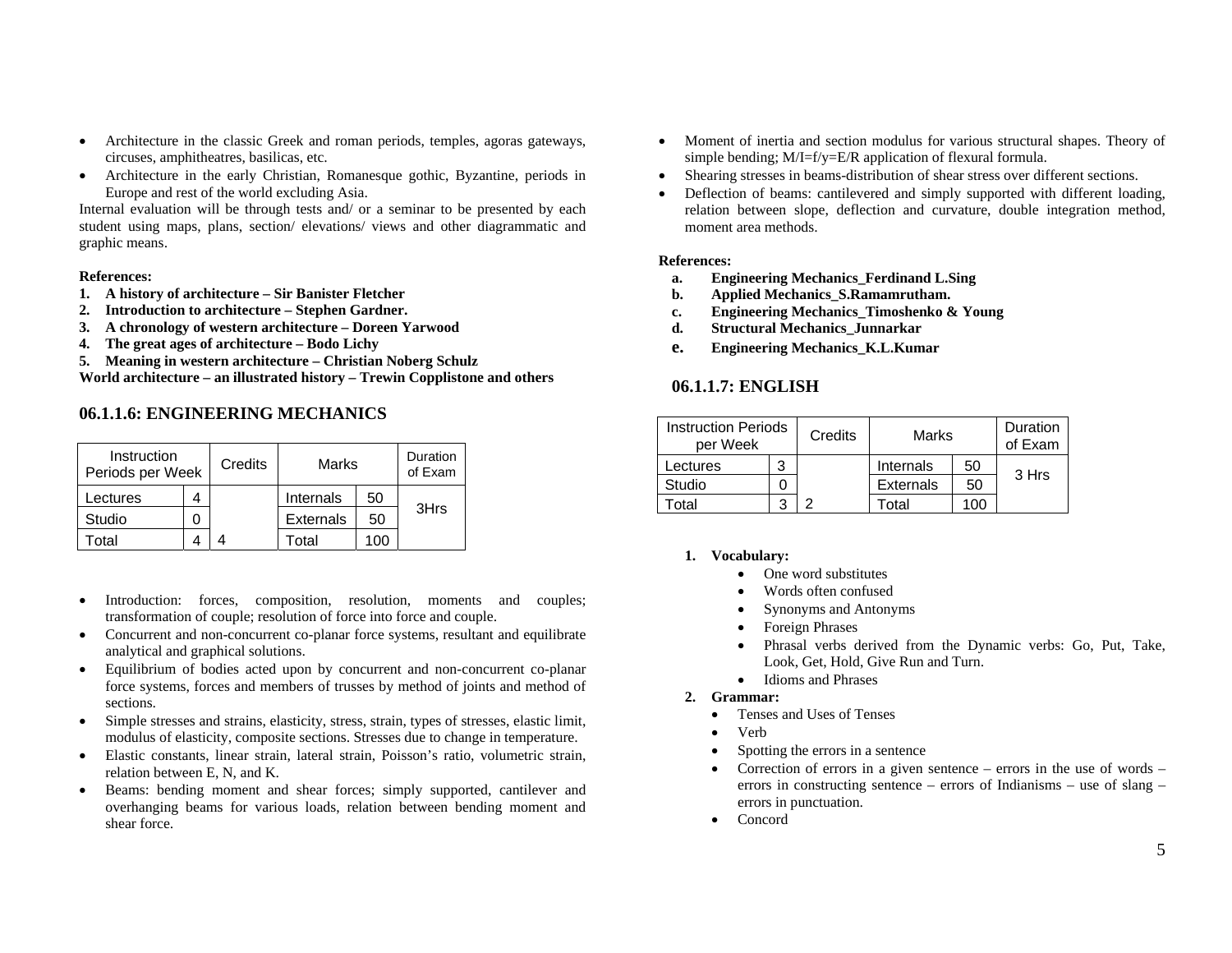- Architecture in the classic Greek and roman periods, temples, agoras gateways, circuses, amphitheatres, basilicas, etc.
- Architecture in the early Christian, Romanesque gothic, Byzantine, periods in Europe and rest of the world excluding Asia.

Internal evaluation will be through tests and/ or a seminar to be presented by each student using maps, plans, section/ elevations/ views and other diagrammatic and graphic means.

**References:**

1. **A history of architecture – Sir Banister Fletcher**
2. **Introduction to architecture – Stephen Gardner.**
3. **A chronology of western architecture – Doreen Yarwood**
4. **The great ages of architecture – Bodo Lichy**
5. **Meaning in western architecture – Christian Noberg Schulz**

**World architecture – an illustrated history – Trewin Copplistone and others**

## 06.1.1.6: ENGINEERING MECHANICS

| Instruction Periods per Week | | Credits | Marks | | Duration of Exam |
|---|---|---|---|---|---|
| Lectures | 4 | | Internals | 50 | 3Hrs |
| Studio | 0 | | Externals | 50 | |
| Total | 4 | 4 | Total | 100 | |

- Introduction: forces, composition, resolution, moments and couples; transformation of couple; resolution of force into force and couple.
- Concurrent and non-concurrent co-planar force systems, resultant and equilibrate analytical and graphical solutions.
- Equilibrium of bodies acted upon by concurrent and non-concurrent co-planar force systems, forces and members of trusses by method of joints and method of sections.
- Simple stresses and strains, elasticity, stress, strain, types of stresses, elastic limit, modulus of elasticity, composite sections. Stresses due to change in temperature.
- Elastic constants, linear strain, lateral strain, Poisson's ratio, volumetric strain, relation between E, N, and K.
- Beams: bending moment and shear forces; simply supported, cantilever and overhanging beams for various loads, relation between bending moment and shear force.
- Moment of inertia and section modulus for various structural shapes. Theory of simple bending; $M/I=f/y=E/R$ application of flexural formula.
- Shearing stresses in beams-distribution of shear stress over different sections.
- Deflection of beams: cantilevered and simply supported with different loading, relation between slope, deflection and curvature, double integration method, moment area methods.

**References:**

a. **Engineering Mechanics_Ferdinand L.Sing**
b. **Applied Mechanics_S.Ramamrutham.**
c. **Engineering Mechanics_Timoshenko & Young**
d. **Structural Mechanics_Junnarkar**
e. **Engineering Mechanics_K.L.Kumar**

## 06.1.1.7: ENGLISH

| Instruction Periods per Week | | Credits | Marks | | Duration of Exam |
|---|---|---|---|---|---|
| Lectures | 3 | | Internals | 50 | 3 Hrs |
| Studio | 0 | | Externals | 50 | |
| Total | 3 | 2 | Total | 100 | |

1. **Vocabulary:**
   - One word substitutes
   - Words often confused
   - Synonyms and Antonyms
   - Foreign Phrases
   - Phrasal verbs derived from the Dynamic verbs: Go, Put, Take, Look, Get, Hold, Give Run and Turn.
   - Idioms and Phrases
2. **Grammar:**
   - Tenses and Uses of Tenses
   - Verb
   - Spotting the errors in a sentence
   - Correction of errors in a given sentence – errors in the use of words – errors in constructing sentence – errors of Indianisms – use of slang – errors in punctuation.
   - Concord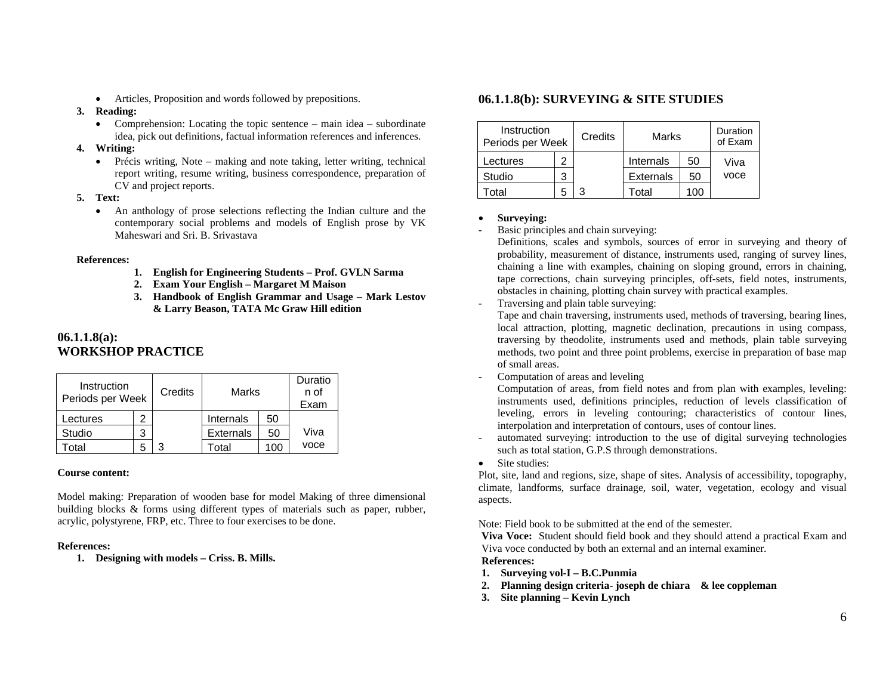- Articles, Proposition and words followed by prepositions.

3. **Reading:**
   - Comprehension: Locating the topic sentence – main idea – subordinate idea, pick out definitions, factual information references and inferences.
4. **Writing:**
   - Précis writing, Note – making and note taking, letter writing, technical report writing, resume writing, business correspondence, preparation of CV and project reports.
5. **Text:**
   - An anthology of prose selections reflecting the Indian culture and the contemporary social problems and models of English prose by VK Maheswari and Sri. B. Srivastava

**References:**

1. **English for Engineering Students – Prof. GVLN Sarma**
2. **Exam Your English – Margaret M Maison**
3. **Handbook of English Grammar and Usage – Mark Lestov & Larry Beason, TATA Mc Graw Hill edition**

## 06.1.1.8(a): WORKSHOP PRACTICE

| Instruction Periods per Week | | Credits | Marks | | Duration of Exam |
|---|---|---|---|---|---|
| Lectures | 2 | | Internals | 50 | Viva voce |
| Studio | 3 | | Externals | 50 | |
| Total | 5 | 3 | Total | 100 | |

**Course content:**

Model making: Preparation of wooden base for model Making of three dimensional building blocks & forms using different types of materials such as paper, rubber, acrylic, polystyrene, FRP, etc. Three to four exercises to be done.

**References:**

1. **Designing with models – Criss. B. Mills.**

## 06.1.1.8(b): SURVEYING & SITE STUDIES

| Instruction Periods per Week | | Credits | Marks | | Duration of Exam |
|---|---|---|---|---|---|
| Lectures | 2 | | Internals | 50 | Viva voce |
| Studio | 3 | | Externals | 50 | |
| Total | 5 | 3 | Total | 100 | |

- **Surveying:**

- Basic principles and chain surveying:
  Definitions, scales and symbols, sources of error in surveying and theory of probability, measurement of distance, instruments used, ranging of survey lines, chaining a line with examples, chaining on sloping ground, errors in chaining, tape corrections, chain surveying principles, off-sets, field notes, instruments, obstacles in chaining, plotting chain survey with practical examples.
- Traversing and plain table surveying:
  Tape and chain traversing, instruments used, methods of traversing, bearing lines, local attraction, plotting, magnetic declination, precautions in using compass, traversing by theodolite, instruments used and methods, plain table surveying methods, two point and three point problems, exercise in preparation of base map of small areas.
- Computation of areas and leveling
  Computation of areas, from field notes and from plan with examples, leveling: instruments used, definitions principles, reduction of levels classification of leveling, errors in leveling contouring; characteristics of contour lines, interpolation and interpretation of contours, uses of contour lines.
- automated surveying: introduction to the use of digital surveying technologies such as total station, G.P.S through demonstrations.

- Site studies:

Plot, site, land and regions, size, shape of sites. Analysis of accessibility, topography, climate, landforms, surface drainage, soil, water, vegetation, ecology and visual aspects.

Note: Field book to be submitted at the end of the semester.

**Viva Voce:** Student should field book and they should attend a practical Exam and Viva voce conducted by both an external and an internal examiner.

**References:**

1. **Surveying vol-I – B.C.Punmia**
2. **Planning design criteria- joseph de chiara & lee coppleman**
3. **Site planning – Kevin Lynch**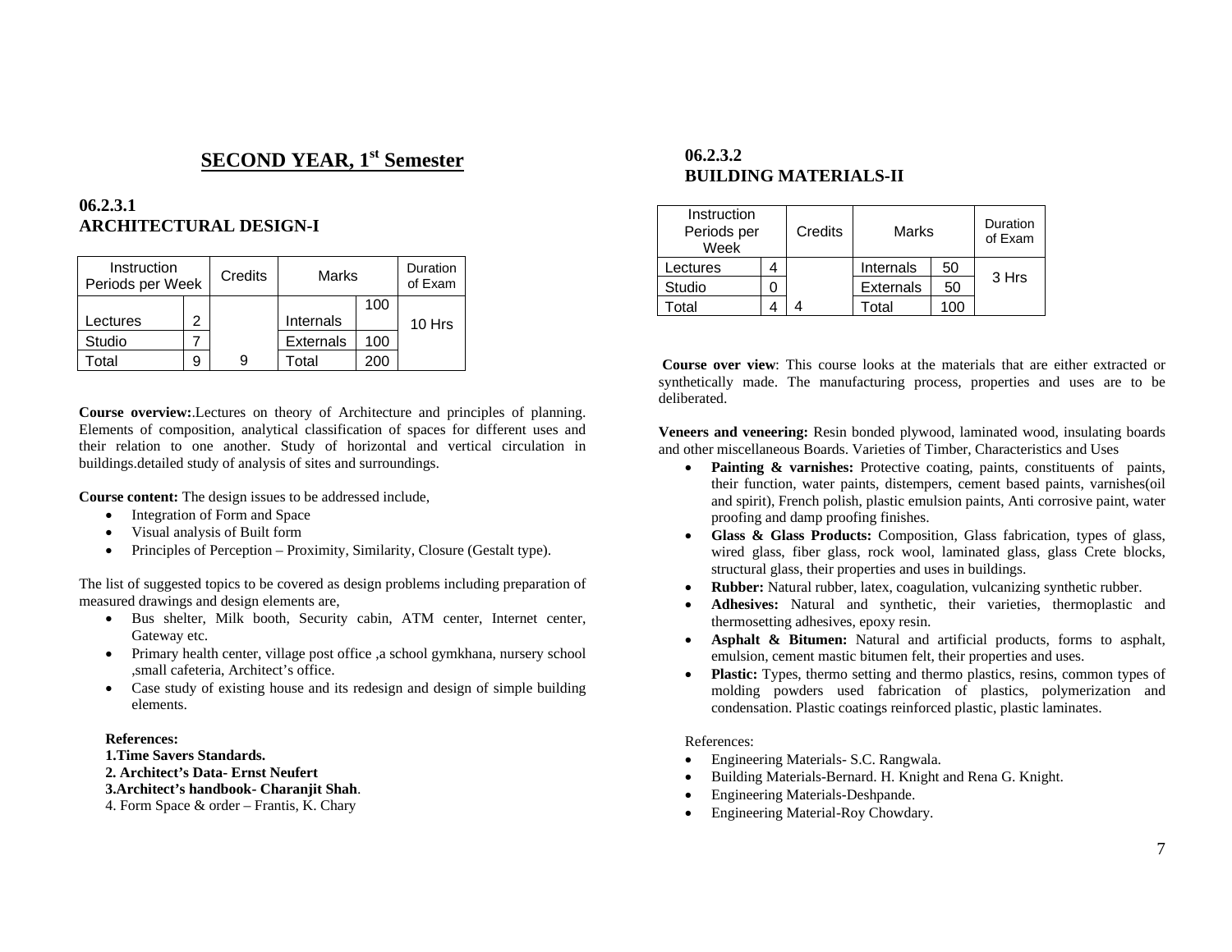# SECOND YEAR, 1st Semester

## 06.2.3.1
## ARCHITECTURAL DESIGN-I

| Instruction Periods per Week | | Credits | Marks | | Duration of Exam |
|---|---|---|---|---|---|
| Lectures | 2 | | Internals | 100 | 10 Hrs |
| Studio | 7 | | Externals | 100 | |
| Total | 9 | 9 | Total | 200 | |

**Course overview:**.Lectures on theory of Architecture and principles of planning. Elements of composition, analytical classification of spaces for different uses and their relation to one another. Study of horizontal and vertical circulation in buildings.detailed study of analysis of sites and surroundings.

**Course content:** The design issues to be addressed include,

- Integration of Form and Space
- Visual analysis of Built form
- Principles of Perception – Proximity, Similarity, Closure (Gestalt type).

The list of suggested topics to be covered as design problems including preparation of measured drawings and design elements are,

- Bus shelter, Milk booth, Security cabin, ATM center, Internet center, Gateway etc.
- Primary health center, village post office ,a school gymkhana, nursery school ,small cafeteria, Architect's office.
- Case study of existing house and its redesign and design of simple building elements.

**References:**

**1.Time Savers Standards.**

**2. Architect's Data- Ernst Neufert**

**3.Architect's handbook- Charanjit Shah**.

4. Form Space & order – Frantis, K. Chary

## 06.2.3.2
## BUILDING MATERIALS-II

| Instruction Periods per Week | | Credits | Marks | | Duration of Exam |
|---|---|---|---|---|---|
| Lectures | 4 | | Internals | 50 | 3 Hrs |
| Studio | 0 | | Externals | 50 | |
| Total | 4 | 4 | Total | 100 | |

**Course over view**: This course looks at the materials that are either extracted or synthetically made. The manufacturing process, properties and uses are to be deliberated.

**Veneers and veneering:** Resin bonded plywood, laminated wood, insulating boards and other miscellaneous Boards. Varieties of Timber, Characteristics and Uses

- **Painting & varnishes:** Protective coating, paints, constituents of paints, their function, water paints, distempers, cement based paints, varnishes(oil and spirit), French polish, plastic emulsion paints, Anti corrosive paint, water proofing and damp proofing finishes.
- **Glass & Glass Products:** Composition, Glass fabrication, types of glass, wired glass, fiber glass, rock wool, laminated glass, glass Crete blocks, structural glass, their properties and uses in buildings.
- **Rubber:** Natural rubber, latex, coagulation, vulcanizing synthetic rubber.
- **Adhesives:** Natural and synthetic, their varieties, thermoplastic and thermosetting adhesives, epoxy resin.
- **Asphalt & Bitumen:** Natural and artificial products, forms to asphalt, emulsion, cement mastic bitumen felt, their properties and uses.
- **Plastic:** Types, thermo setting and thermo plastics, resins, common types of molding powders used fabrication of plastics, polymerization and condensation. Plastic coatings reinforced plastic, plastic laminates.

References:

- Engineering Materials- S.C. Rangwala.
- Building Materials-Bernard. H. Knight and Rena G. Knight.
- Engineering Materials-Deshpande.
- Engineering Material-Roy Chowdary.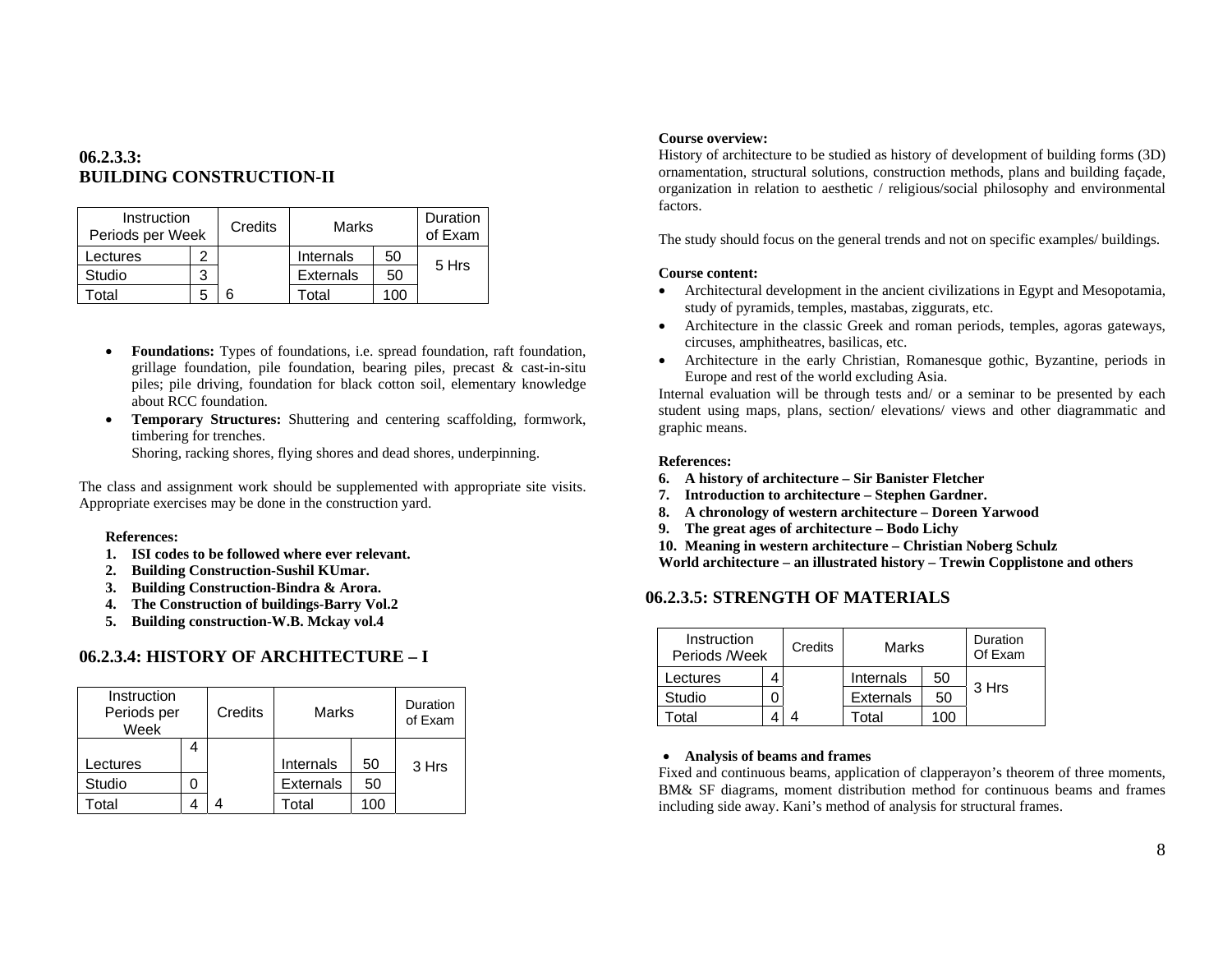## 06.2.3.3: BUILDING CONSTRUCTION-II

| Instruction Periods per Week | | Credits | Marks | | Duration of Exam |
|---|---|---|---|---|---|
| Lectures | 2 | | Internals | 50 | 5 Hrs |
| Studio | 3 | | Externals | 50 | |
| Total | 5 | 6 | Total | 100 | |

- **Foundations:** Types of foundations, i.e. spread foundation, raft foundation, grillage foundation, pile foundation, bearing piles, precast & cast-in-situ piles; pile driving, foundation for black cotton soil, elementary knowledge about RCC foundation.
- **Temporary Structures:** Shuttering and centering scaffolding, formwork, timbering for trenches.
  Shoring, racking shores, flying shores and dead shores, underpinning.

The class and assignment work should be supplemented with appropriate site visits. Appropriate exercises may be done in the construction yard.

**References:**

1. **ISI codes to be followed where ever relevant.**
2. **Building Construction-Sushil KUmar.**
3. **Building Construction-Bindra & Arora.**
4. **The Construction of buildings-Barry Vol.2**
5. **Building construction-W.B. Mckay vol.4**

## 06.2.3.4: HISTORY OF ARCHITECTURE – I

| Instruction Periods per Week | | Credits | Marks | | Duration of Exam |
|---|---|---|---|---|---|
| Lectures | 4 | | Internals | 50 | 3 Hrs |
| Studio | 0 | | Externals | 50 | |
| Total | 4 | 4 | Total | 100 | |

**Course overview:**

History of architecture to be studied as history of development of building forms (3D) ornamentation, structural solutions, construction methods, plans and building façade, organization in relation to aesthetic / religious/social philosophy and environmental factors.

The study should focus on the general trends and not on specific examples/ buildings.

**Course content:**

- Architectural development in the ancient civilizations in Egypt and Mesopotamia, study of pyramids, temples, mastabas, ziggurats, etc.
- Architecture in the classic Greek and roman periods, temples, agoras gateways, circuses, amphitheatres, basilicas, etc.
- Architecture in the early Christian, Romanesque gothic, Byzantine, periods in Europe and rest of the world excluding Asia.

Internal evaluation will be through tests and/ or a seminar to be presented by each student using maps, plans, section/ elevations/ views and other diagrammatic and graphic means.

**References:**

6. **A history of architecture – Sir Banister Fletcher**
7. **Introduction to architecture – Stephen Gardner.**
8. **A chronology of western architecture – Doreen Yarwood**
9. **The great ages of architecture – Bodo Lichy**
10. **Meaning in western architecture – Christian Noberg Schulz**

**World architecture – an illustrated history – Trewin Copplistone and others**

## 06.2.3.5: STRENGTH OF MATERIALS

| Instruction Periods /Week | | Credits | Marks | | Duration Of Exam |
|---|---|---|---|---|---|
| Lectures | 4 | | Internals | 50 | 3 Hrs |
| Studio | 0 | | Externals | 50 | |
| Total | 4 | 4 | Total | 100 | |

- **Analysis of beams and frames**

Fixed and continuous beams, application of clapperayon's theorem of three moments, BM& SF diagrams, moment distribution method for continuous beams and frames including side away. Kani's method of analysis for structural frames.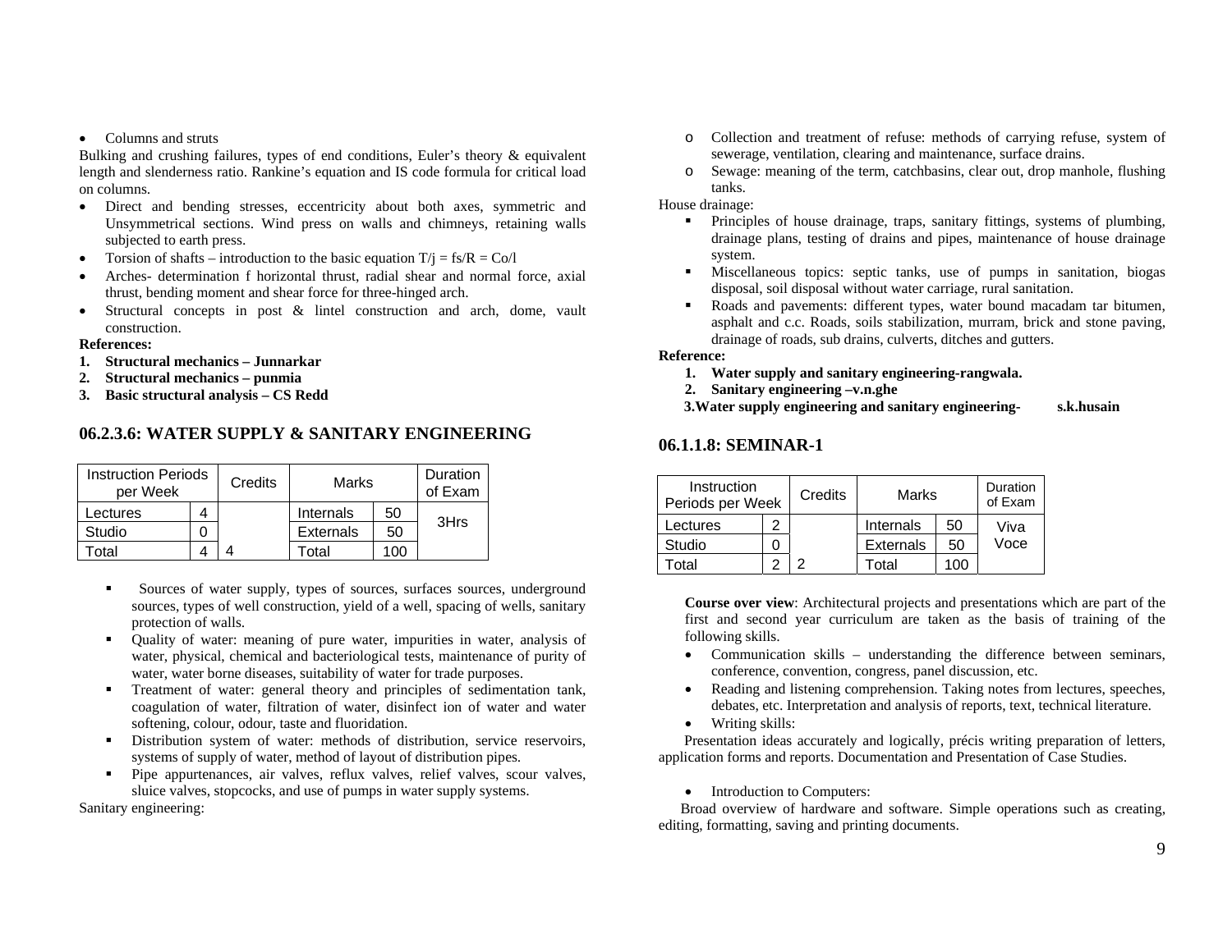- Columns and struts

Bulking and crushing failures, types of end conditions, Euler's theory & equivalent length and slenderness ratio. Rankine's equation and IS code formula for critical load on columns.

- Direct and bending stresses, eccentricity about both axes, symmetric and Unsymmetrical sections. Wind press on walls and chimneys, retaining walls subjected to earth press.
- Torsion of shafts – introduction to the basic equation $T/j = fs/R = Co/l$
- Arches- determination f horizontal thrust, radial shear and normal force, axial thrust, bending moment and shear force for three-hinged arch.
- Structural concepts in post & lintel construction and arch, dome, vault construction.

**References:**

1. **Structural mechanics – Junnarkar**
2. **Structural mechanics – punmia**
3. **Basic structural analysis – CS Redd**

## 06.2.3.6: WATER SUPPLY & SANITARY ENGINEERING

| Instruction Periods per Week | | Credits | Marks | | Duration of Exam |
|---|---|---|---|---|---|
| Lectures | 4 | | Internals | 50 | 3Hrs |
| Studio | 0 | | Externals | 50 | |
| Total | 4 | 4 | Total | 100 | |

- Sources of water supply, types of sources, surfaces sources, underground sources, types of well construction, yield of a well, spacing of wells, sanitary protection of walls.
- Quality of water: meaning of pure water, impurities in water, analysis of water, physical, chemical and bacteriological tests, maintenance of purity of water, water borne diseases, suitability of water for trade purposes.
- Treatment of water: general theory and principles of sedimentation tank, coagulation of water, filtration of water, disinfect ion of water and water softening, colour, odour, taste and fluoridation.
- Distribution system of water: methods of distribution, service reservoirs, systems of supply of water, method of layout of distribution pipes.
- Pipe appurtenances, air valves, reflux valves, relief valves, scour valves, sluice valves, stopcocks, and use of pumps in water supply systems.

Sanitary engineering:

- Collection and treatment of refuse: methods of carrying refuse, system of sewerage, ventilation, clearing and maintenance, surface drains.
- Sewage: meaning of the term, catchbasins, clear out, drop manhole, flushing tanks.

House drainage:

- Principles of house drainage, traps, sanitary fittings, systems of plumbing, drainage plans, testing of drains and pipes, maintenance of house drainage system.
- Miscellaneous topics: septic tanks, use of pumps in sanitation, biogas disposal, soil disposal without water carriage, rural sanitation.
- Roads and pavements: different types, water bound macadam tar bitumen, asphalt and c.c. Roads, soils stabilization, murram, brick and stone paving, drainage of roads, sub drains, culverts, ditches and gutters.

**Reference:**

1. **Water supply and sanitary engineering-rangwala.**
2. **Sanitary engineering –v.n.ghe**
3. **Water supply engineering and sanitary engineering- s.k.husain**

## 06.1.1.8: SEMINAR-1

| Instruction Periods per Week | | Credits | Marks | | Duration of Exam |
|---|---|---|---|---|---|
| Lectures | 2 | | Internals | 50 | Viva Voce |
| Studio | 0 | | Externals | 50 | |
| Total | 2 | 2 | Total | 100 | |

**Course over view**: Architectural projects and presentations which are part of the first and second year curriculum are taken as the basis of training of the following skills.

- Communication skills – understanding the difference between seminars, conference, convention, congress, panel discussion, etc.
- Reading and listening comprehension. Taking notes from lectures, speeches, debates, etc. Interpretation and analysis of reports, text, technical literature.
- Writing skills:

Presentation ideas accurately and logically, précis writing preparation of letters, application forms and reports. Documentation and Presentation of Case Studies.

- Introduction to Computers:

Broad overview of hardware and software. Simple operations such as creating, editing, formatting, saving and printing documents.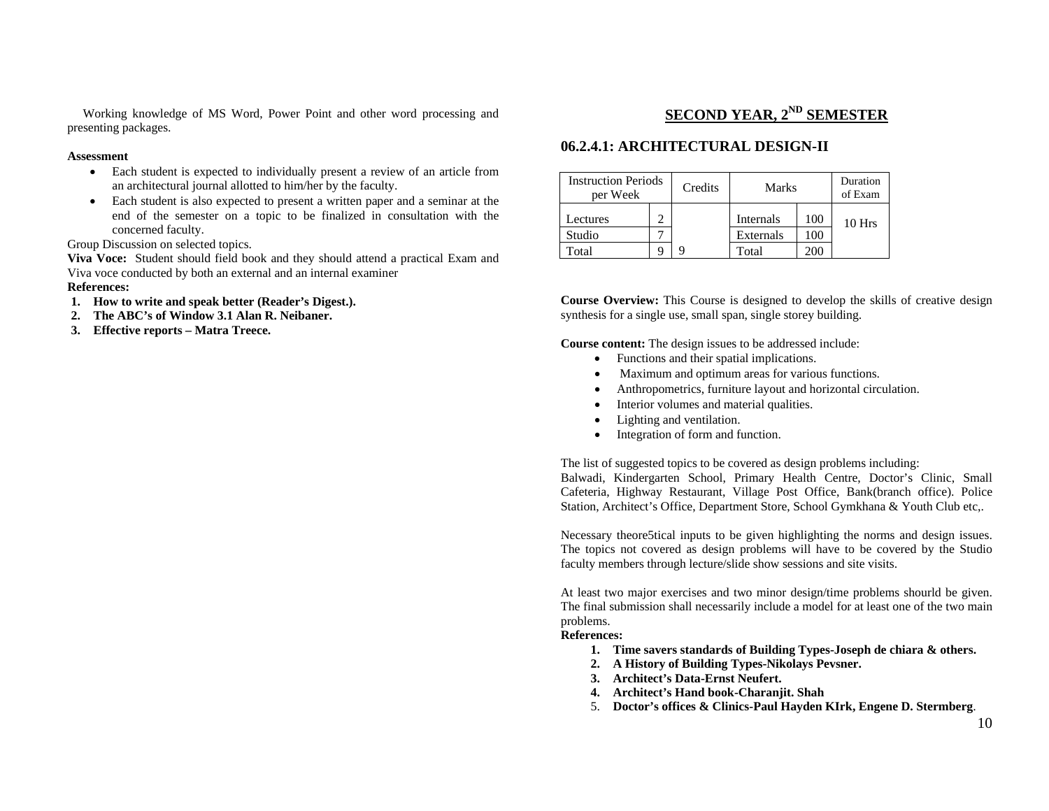Working knowledge of MS Word, Power Point and other word processing and presenting packages.

**Assessment**

- Each student is expected to individually present a review of an article from an architectural journal allotted to him/her by the faculty.
- Each student is also expected to present a written paper and a seminar at the end of the semester on a topic to be finalized in consultation with the concerned faculty.

Group Discussion on selected topics.

**Viva Voce:** Student should field book and they should attend a practical Exam and Viva voce conducted by both an external and an internal examiner

**References:**

1. **How to write and speak better (Reader's Digest.).**
2. **The ABC's of Window 3.1 Alan R. Neibaner.**
3. **Effective reports – Matra Treece.**

## SECOND YEAR, 2ND SEMESTER

### 06.2.4.1: ARCHITECTURAL DESIGN-II

| Instruction Periods per Week | | Credits | Marks | | Duration of Exam |
|---|---|---|---|---|---|
| Lectures | 2 | | Internals | 100 | 10 Hrs |
| Studio | 7 | | Externals | 100 | |
| Total | 9 | 9 | Total | 200 | |

**Course Overview:** This Course is designed to develop the skills of creative design synthesis for a single use, small span, single storey building.

**Course content:** The design issues to be addressed include:

- Functions and their spatial implications.
- Maximum and optimum areas for various functions.
- Anthropometrics, furniture layout and horizontal circulation.
- Interior volumes and material qualities.
- Lighting and ventilation.
- Integration of form and function.

The list of suggested topics to be covered as design problems including:
Balwadi, Kindergarten School, Primary Health Centre, Doctor's Clinic, Small Cafeteria, Highway Restaurant, Village Post Office, Bank(branch office). Police Station, Architect's Office, Department Store, School Gymkhana & Youth Club etc,.

Necessary theore5tical inputs to be given highlighting the norms and design issues. The topics not covered as design problems will have to be covered by the Studio faculty members through lecture/slide show sessions and site visits.

At least two major exercises and two minor design/time problems shourld be given. The final submission shall necessarily include a model for at least one of the two main problems.

**References:**

1. **Time savers standards of Building Types-Joseph de chiara & others.**
2. **A History of Building Types-Nikolays Pevsner.**
3. **Architect's Data-Ernst Neufert.**
4. **Architect's Hand book-Charanjit. Shah**
5. **Doctor's offices & Clinics-Paul Hayden KIrk, Engene D. Stermberg**.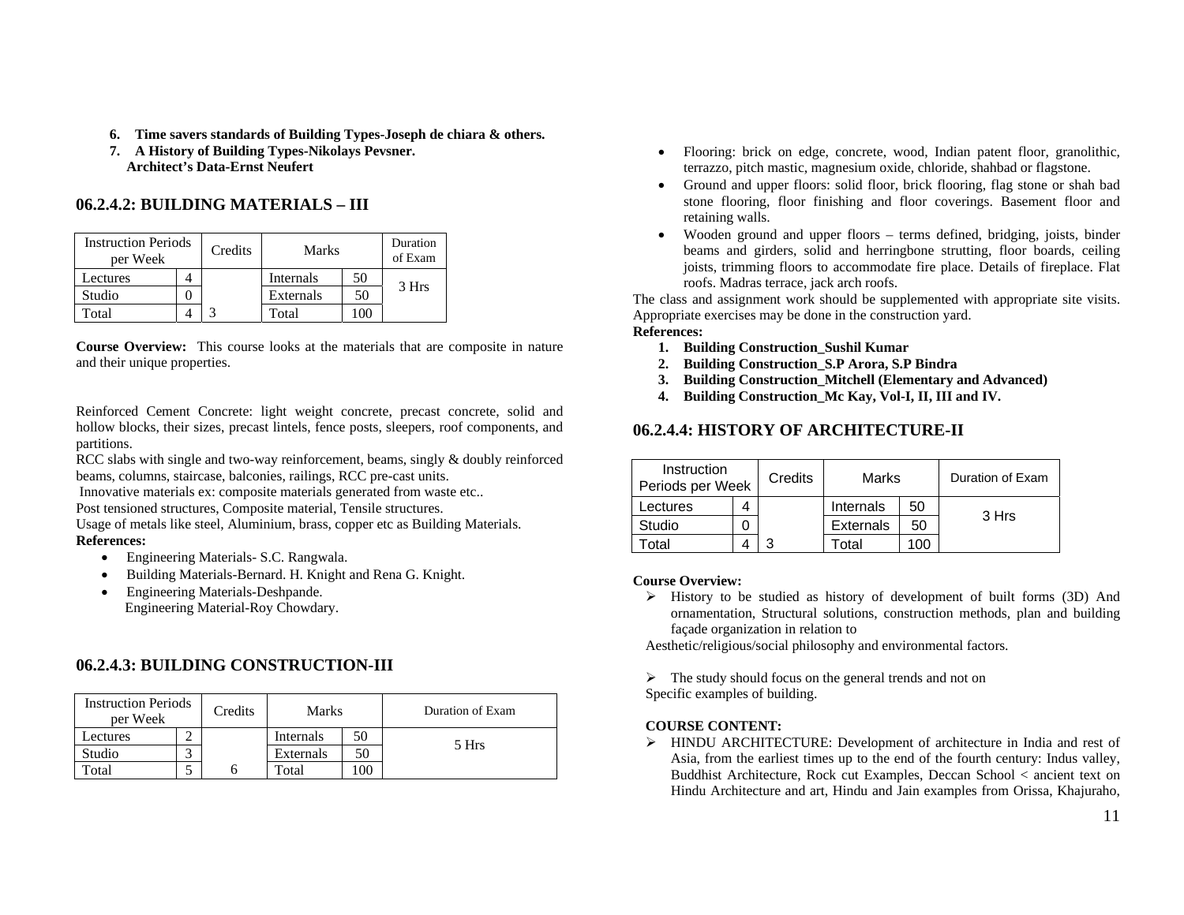6. **Time savers standards of Building Types-Joseph de chiara & others.**
7. **A History of Building Types-Nikolays Pevsner.**
   **Architect's Data-Ernst Neufert**

## 06.2.4.2: BUILDING MATERIALS – III

| Instruction Periods per Week | | Credits | Marks | | Duration of Exam |
|---|---|---|---|---|---|
| Lectures | 4 | | Internals | 50 | 3 Hrs |
| Studio | 0 | | Externals | 50 | |
| Total | 4 | 3 | Total | 100 | |

**Course Overview:** This course looks at the materials that are composite in nature and their unique properties.

Reinforced Cement Concrete: light weight concrete, precast concrete, solid and hollow blocks, their sizes, precast lintels, fence posts, sleepers, roof components, and partitions.

RCC slabs with single and two-way reinforcement, beams, singly & doubly reinforced beams, columns, staircase, balconies, railings, RCC pre-cast units.

Innovative materials ex: composite materials generated from waste etc..

Post tensioned structures, Composite material, Tensile structures.

Usage of metals like steel, Aluminium, brass, copper etc as Building Materials.

**References:**

- Engineering Materials- S.C. Rangwala.
- Building Materials-Bernard. H. Knight and Rena G. Knight.
- Engineering Materials-Deshpande.
  Engineering Material-Roy Chowdary.

## 06.2.4.3: BUILDING CONSTRUCTION-III

| Instruction Periods per Week | | Credits | Marks | | Duration of Exam |
|---|---|---|---|---|---|
| Lectures | 2 | | Internals | 50 | 5 Hrs |
| Studio | 3 | | Externals | 50 | |
| Total | 5 | 6 | Total | 100 | |

- Flooring: brick on edge, concrete, wood, Indian patent floor, granolithic, terrazzo, pitch mastic, magnesium oxide, chloride, shahbad or flagstone.
- Ground and upper floors: solid floor, brick flooring, flag stone or shah bad stone flooring, floor finishing and floor coverings. Basement floor and retaining walls.
- Wooden ground and upper floors – terms defined, bridging, joists, binder beams and girders, solid and herringbone strutting, floor boards, ceiling joists, trimming floors to accommodate fire place. Details of fireplace. Flat roofs. Madras terrace, jack arch roofs.

The class and assignment work should be supplemented with appropriate site visits. Appropriate exercises may be done in the construction yard.

**References:**

1. **Building Construction_Sushil Kumar**
2. **Building Construction_S.P Arora, S.P Bindra**
3. **Building Construction_Mitchell (Elementary and Advanced)**
4. **Building Construction_Mc Kay, Vol-I, II, III and IV.**

## 06.2.4.4: HISTORY OF ARCHITECTURE-II

| Instruction Periods per Week | | Credits | Marks | | Duration of Exam |
|---|---|---|---|---|---|
| Lectures | 4 | | Internals | 50 | 3 Hrs |
| Studio | 0 | | Externals | 50 | |
| Total | 4 | 3 | Total | 100 | |

**Course Overview:**

- History to be studied as history of development of built forms (3D) And ornamentation, Structural solutions, construction methods, plan and building façade organization in relation to

Aesthetic/religious/social philosophy and environmental factors.

- The study should focus on the general trends and not on

Specific examples of building.

**COURSE CONTENT:**

- HINDU ARCHITECTURE: Development of architecture in India and rest of Asia, from the earliest times up to the end of the fourth century: Indus valley, Buddhist Architecture, Rock cut Examples, Deccan School < ancient text on Hindu Architecture and art, Hindu and Jain examples from Orissa, Khajuraho,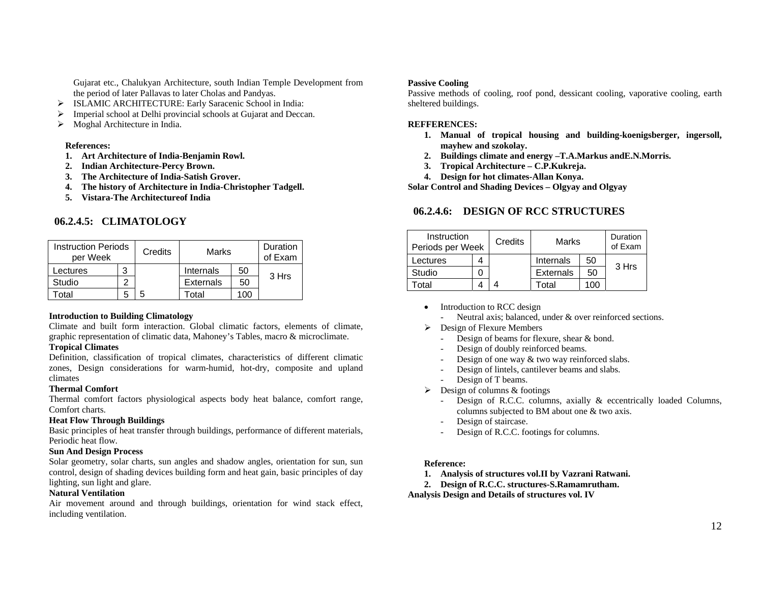Gujarat etc., Chalukyan Architecture, south Indian Temple Development from the period of later Pallavas to later Cholas and Pandyas.

- ISLAMIC ARCHITECTURE: Early Saracenic School in India:
- Imperial school at Delhi provincial schools at Gujarat and Deccan.
- Moghal Architecture in India.

**References:**

1. **Art Architecture of India-Benjamin Rowl.**
2. **Indian Architecture-Percy Brown.**
3. **The Architecture of India-Satish Grover.**
4. **The history of Architecture in India-Christopher Tadgell.**
5. **Vistara-The Architectureof India**

## 06.2.4.5: CLIMATOLOGY

| Instruction Periods per Week | | Credits | Marks | | Duration of Exam |
|---|---|---|---|---|---|
| Lectures | 3 | | Internals | 50 | 3 Hrs |
| Studio | 2 | | Externals | 50 | |
| Total | 5 | 5 | Total | 100 | |

**Introduction to Building Climatology**

Climate and built form interaction. Global climatic factors, elements of climate, graphic representation of climatic data, Mahoney's Tables, macro & microclimate.

**Tropical Climates**

Definition, classification of tropical climates, characteristics of different climatic zones, Design considerations for warm-humid, hot-dry, composite and upland climates

**Thermal Comfort**

Thermal comfort factors physiological aspects body heat balance, comfort range, Comfort charts.

**Heat Flow Through Buildings**

Basic principles of heat transfer through buildings, performance of different materials, Periodic heat flow.

**Sun And Design Process**

Solar geometry, solar charts, sun angles and shadow angles, orientation for sun, sun control, design of shading devices building form and heat gain, basic principles of day lighting, sun light and glare.

**Natural Ventilation**

Air movement around and through buildings, orientation for wind stack effect, including ventilation.

**Passive Cooling**

Passive methods of cooling, roof pond, dessicant cooling, vaporative cooling, earth sheltered buildings.

**REFFERENCES:**

1. **Manual of tropical housing and building-koenigsberger, ingersoll, mayhew and szokolay.**
2. **Buildings climate and energy –T.A.Markus andE.N.Morris.**
3. **Tropical Architecture – C.P.Kukreja.**
4. **Design for hot climates-Allan Konya.**

**Solar Control and Shading Devices – Olgyay and Olgyay**

## 06.2.4.6: DESIGN OF RCC STRUCTURES

| Instruction Periods per Week | | Credits | Marks | | Duration of Exam |
|---|---|---|---|---|---|
| Lectures | 4 | | Internals | 50 | 3 Hrs |
| Studio | 0 | | Externals | 50 | |
| Total | 4 | 4 | Total | 100 | |

- Introduction to RCC design
  - Neutral axis; balanced, under & over reinforced sections.
- Design of Flexure Members
  - Design of beams for flexure, shear & bond.
  - Design of doubly reinforced beams.
  - Design of one way & two way reinforced slabs.
  - Design of lintels, cantilever beams and slabs.
  - Design of T beams.
- Design of columns & footings
  - Design of R.C.C. columns, axially & eccentrically loaded Columns, columns subjected to BM about one & two axis.
  - Design of staircase.
  - Design of R.C.C. footings for columns.

**Reference:**

1. **Analysis of structures vol.II by Vazrani Ratwani.**
2. **Design of R.C.C. structures-S.Ramamrutham.**

**Analysis Design and Details of structures vol. IV**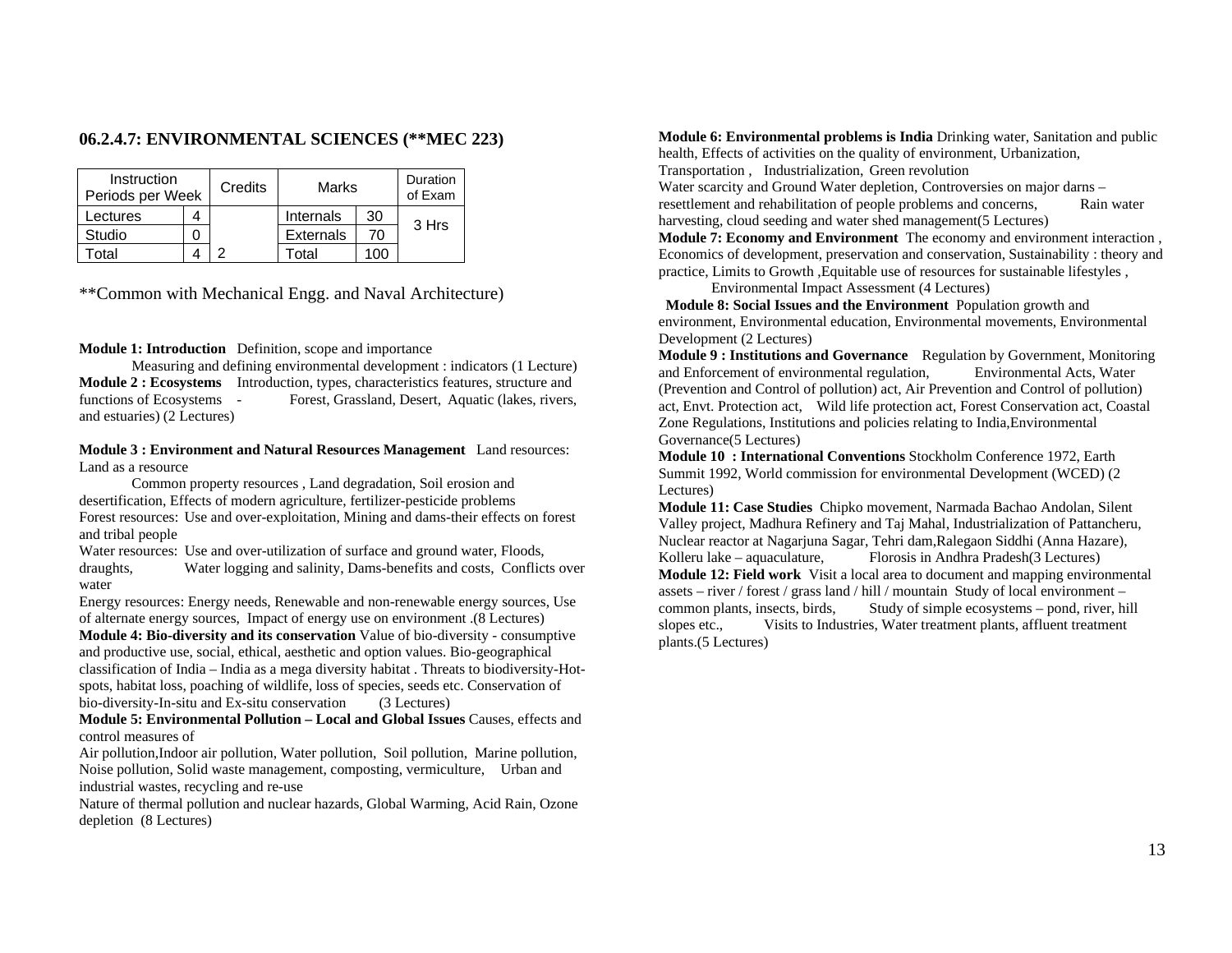## 06.2.4.7: ENVIRONMENTAL SCIENCES (**MEC 223)

| Instruction Periods per Week | | Credits | Marks | | Duration of Exam |
|---|---|---|---|---|---|
| Lectures | 4 | | Internals | 30 | 3 Hrs |
| Studio | 0 | | Externals | 70 | |
| Total | 4 | 2 | Total | 100 | |

**Common with Mechanical Engg. and Naval Architecture)

**Module 1: Introduction** Definition, scope and importance
Measuring and defining environmental development : indicators (1 Lecture)

**Module 2 : Ecosystems** Introduction, types, characteristics features, structure and functions of Ecosystems - Forest, Grassland, Desert, Aquatic (lakes, rivers, and estuaries) (2 Lectures)

**Module 3 : Environment and Natural Resources Management** Land resources: Land as a resource
Common property resources , Land degradation, Soil erosion and desertification, Effects of modern agriculture, fertilizer-pesticide problems
Forest resources: Use and over-exploitation, Mining and dams-their effects on forest and tribal people
Water resources: Use and over-utilization of surface and ground water, Floods, draughts, Water logging and salinity, Dams-benefits and costs, Conflicts over water
Energy resources: Energy needs, Renewable and non-renewable energy sources, Use of alternate energy sources, Impact of energy use on environment .(8 Lectures)

**Module 4: Bio-diversity and its conservation** Value of bio-diversity - consumptive and productive use, social, ethical, aesthetic and option values. Bio-geographical classification of India – India as a mega diversity habitat . Threats to biodiversity-Hot-spots, habitat loss, poaching of wildlife, loss of species, seeds etc. Conservation of bio-diversity-In-situ and Ex-situ conservation (3 Lectures)

**Module 5: Environmental Pollution – Local and Global Issues** Causes, effects and control measures of
Air pollution,Indoor air pollution, Water pollution, Soil pollution, Marine pollution, Noise pollution, Solid waste management, composting, vermiculture, Urban and industrial wastes, recycling and re-use
Nature of thermal pollution and nuclear hazards, Global Warming, Acid Rain, Ozone depletion (8 Lectures)

**Module 6: Environmental problems is India** Drinking water, Sanitation and public health, Effects of activities on the quality of environment, Urbanization, Transportation , Industrialization, Green revolution
Water scarcity and Ground Water depletion, Controversies on major darns – resettlement and rehabilitation of people problems and concerns, Rain water harvesting, cloud seeding and water shed management(5 Lectures)

**Module 7: Economy and Environment** The economy and environment interaction , Economics of development, preservation and conservation, Sustainability : theory and practice, Limits to Growth ,Equitable use of resources for sustainable lifestyles ,
Environmental Impact Assessment (4 Lectures)

**Module 8: Social Issues and the Environment** Population growth and environment, Environmental education, Environmental movements, Environmental Development (2 Lectures)

**Module 9 : Institutions and Governance** Regulation by Government, Monitoring and Enforcement of environmental regulation, Environmental Acts, Water (Prevention and Control of pollution) act, Air Prevention and Control of pollution) act, Envt. Protection act, Wild life protection act, Forest Conservation act, Coastal Zone Regulations, Institutions and policies relating to India,Environmental Governance(5 Lectures)

**Module 10 : International Conventions** Stockholm Conference 1972, Earth Summit 1992, World commission for environmental Development (WCED) (2 Lectures)

**Module 11: Case Studies** Chipko movement, Narmada Bachao Andolan, Silent Valley project, Madhura Refinery and Taj Mahal, Industrialization of Pattancheru, Nuclear reactor at Nagarjuna Sagar, Tehri dam,Ralegaon Siddhi (Anna Hazare), Kolleru lake – aquaculature, Florosis in Andhra Pradesh(3 Lectures)

**Module 12: Field work** Visit a local area to document and mapping environmental assets – river / forest / grass land / hill / mountain Study of local environment – common plants, insects, birds, Study of simple ecosystems – pond, river, hill slopes etc., Visits to Industries, Water treatment plants, affluent treatment plants.(5 Lectures)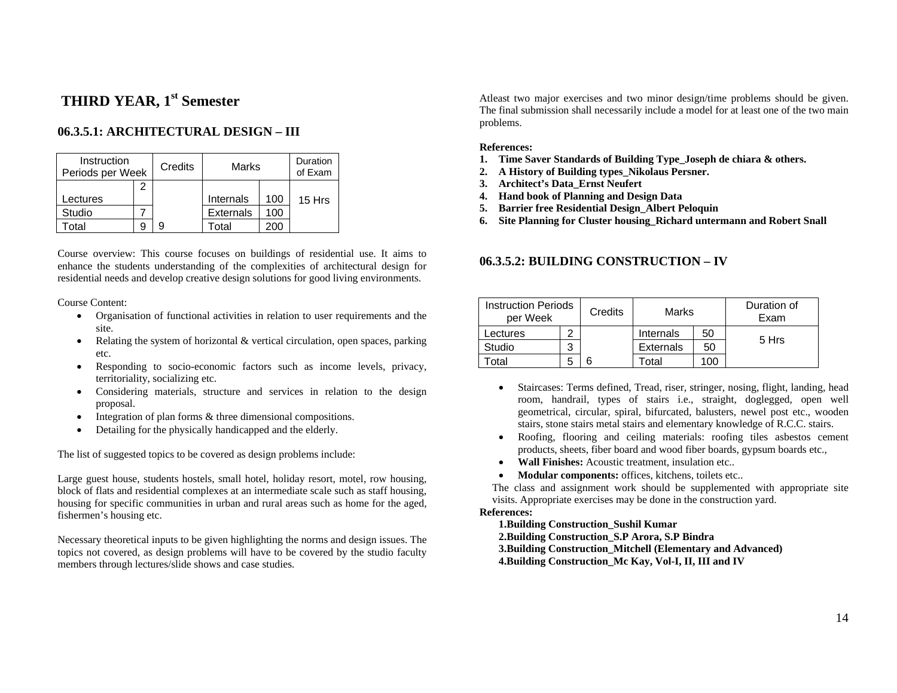# THIRD YEAR, 1st Semester

## 06.3.5.1: ARCHITECTURAL DESIGN – III

| Instruction Periods per Week | | Credits | Marks | | Duration of Exam |
|---|---|---|---|---|---|
| Lectures | 2 | | Internals | 100 | 15 Hrs |
| Studio | 7 | | Externals | 100 | |
| Total | 9 | 9 | Total | 200 | |

Course overview: This course focuses on buildings of residential use. It aims to enhance the students understanding of the complexities of architectural design for residential needs and develop creative design solutions for good living environments.

Course Content:

- Organisation of functional activities in relation to user requirements and the site.
- Relating the system of horizontal & vertical circulation, open spaces, parking etc.
- Responding to socio-economic factors such as income levels, privacy, territoriality, socializing etc.
- Considering materials, structure and services in relation to the design proposal.
- Integration of plan forms & three dimensional compositions.
- Detailing for the physically handicapped and the elderly.

The list of suggested topics to be covered as design problems include:

Large guest house, students hostels, small hotel, holiday resort, motel, row housing, block of flats and residential complexes at an intermediate scale such as staff housing, housing for specific communities in urban and rural areas such as home for the aged, fishermen's housing etc.

Necessary theoretical inputs to be given highlighting the norms and design issues. The topics not covered, as design problems will have to be covered by the studio faculty members through lectures/slide shows and case studies.

Atleast two major exercises and two minor design/time problems should be given. The final submission shall necessarily include a model for at least one of the two main problems.

**References:**

1. **Time Saver Standards of Building Type_Joseph de chiara & others.**
2. **A History of Building types_Nikolaus Persner.**
3. **Architect's Data_Ernst Neufert**
4. **Hand book of Planning and Design Data**
5. **Barrier free Residential Design_Albert Peloquin**
6. **Site Planning for Cluster housing_Richard untermann and Robert Snall**

## 06.3.5.2: BUILDING CONSTRUCTION – IV

| Instruction Periods per Week | | Credits | Marks | | Duration of Exam |
|---|---|---|---|---|---|
| Lectures | 2 | | Internals | 50 | 5 Hrs |
| Studio | 3 | | Externals | 50 | |
| Total | 5 | 6 | Total | 100 | |

- Staircases: Terms defined, Tread, riser, stringer, nosing, flight, landing, head room, handrail, types of stairs i.e., straight, doglegged, open well geometrical, circular, spiral, bifurcated, balusters, newel post etc., wooden stairs, stone stairs metal stairs and elementary knowledge of R.C.C. stairs.
- Roofing, flooring and ceiling materials: roofing tiles asbestos cement products, sheets, fiber board and wood fiber boards, gypsum boards etc.,
- **Wall Finishes:** Acoustic treatment, insulation etc..
- **Modular components:** offices, kitchens, toilets etc..

The class and assignment work should be supplemented with appropriate site visits. Appropriate exercises may be done in the construction yard.

**References:**

**1.Building Construction_Sushil Kumar**

**2.Building Construction_S.P Arora, S.P Bindra**

**3.Building Construction_Mitchell (Elementary and Advanced)**

**4.Building Construction_Mc Kay, Vol-I, II, III and IV**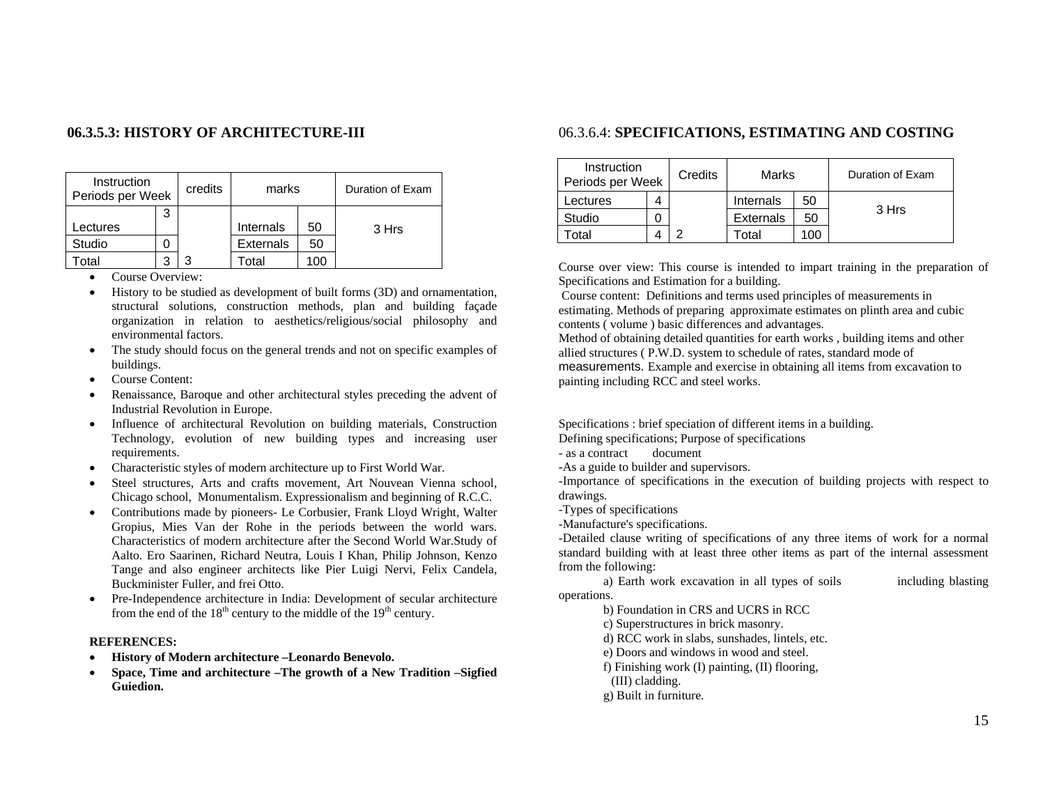## 06.3.5.3: HISTORY OF ARCHITECTURE-III

| Instruction Periods per Week | | credits | marks | | Duration of Exam |
|---|---|---|---|---|---|
| Lectures | 3 | | Internals | 50 | 3 Hrs |
| Studio | 0 | | Externals | 50 | |
| Total | 3 | 3 | Total | 100 | |

- Course Overview:
- History to be studied as development of built forms (3D) and ornamentation, structural solutions, construction methods, plan and building façade organization in relation to aesthetics/religious/social philosophy and environmental factors.
- The study should focus on the general trends and not on specific examples of buildings.
- Course Content:
- Renaissance, Baroque and other architectural styles preceding the advent of Industrial Revolution in Europe.
- Influence of architectural Revolution on building materials, Construction Technology, evolution of new building types and increasing user requirements.
- Characteristic styles of modern architecture up to First World War.
- Steel structures, Arts and crafts movement, Art Nouvean Vienna school, Chicago school, Monumentalism. Expressionalism and beginning of R.C.C.
- Contributions made by pioneers- Le Corbusier, Frank Lloyd Wright, Walter Gropius, Mies Van der Rohe in the periods between the world wars. Characteristics of modern architecture after the Second World War.Study of Aalto. Ero Saarinen, Richard Neutra, Louis I Khan, Philip Johnson, Kenzo Tange and also engineer architects like Pier Luigi Nervi, Felix Candela, Buckminister Fuller, and frei Otto.
- Pre-Independence architecture in India: Development of secular architecture from the end of the 18th century to the middle of the 19th century.

**REFERENCES:**

- **History of Modern architecture –Leonardo Benevolo.**
- **Space, Time and architecture –The growth of a New Tradition –Sigfied Guiedion.**

## 06.3.6.4: SPECIFICATIONS, ESTIMATING AND COSTING

| Instruction Periods per Week | | Credits | Marks | | Duration of Exam |
|---|---|---|---|---|---|
| Lectures | 4 | | Internals | 50 | 3 Hrs |
| Studio | 0 | | Externals | 50 | |
| Total | 4 | 2 | Total | 100 | |

Course over view: This course is intended to impart training in the preparation of Specifications and Estimation for a building.

Course content: Definitions and terms used principles of measurements in estimating. Methods of preparing approximate estimates on plinth area and cubic contents ( volume ) basic differences and advantages.

Method of obtaining detailed quantities for earth works , building items and other allied structures ( P.W.D. system to schedule of rates, standard mode of measurements. Example and exercise in obtaining all items from excavation to painting including RCC and steel works.

Specifications : brief speciation of different items in a building.

Defining specifications; Purpose of specifications

- as a contract document

-As a guide to builder and supervisors.

-Importance of specifications in the execution of building projects with respect to drawings.

-Types of specifications

-Manufacture's specifications.

-Detailed clause writing of specifications of any three items of work for a normal standard building with at least three other items as part of the internal assessment from the following:

a) Earth work excavation in all types of soils including blasting operations.

b) Foundation in CRS and UCRS in RCC

c) Superstructures in brick masonry.

d) RCC work in slabs, sunshades, lintels, etc.

e) Doors and windows in wood and steel.

f) Finishing work (I) painting, (II) flooring, (III) cladding.

g) Built in furniture.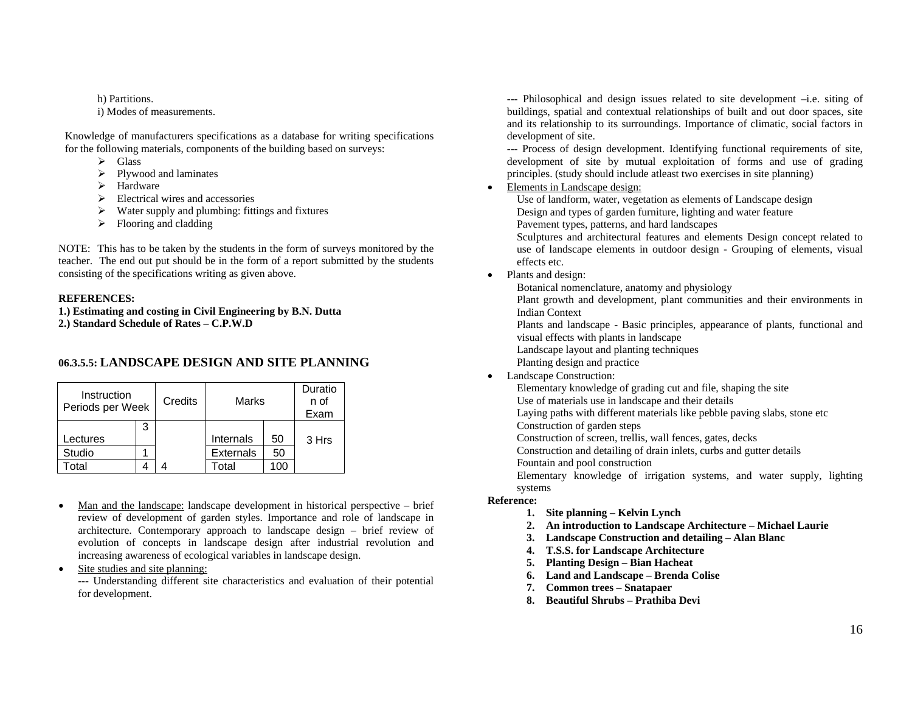h) Partitions.

i) Modes of measurements.

Knowledge of manufacturers specifications as a database for writing specifications for the following materials, components of the building based on surveys:

- Glass
- Plywood and laminates
- Hardware
- Electrical wires and accessories
- Water supply and plumbing: fittings and fixtures
- Flooring and cladding

NOTE: This has to be taken by the students in the form of surveys monitored by the teacher. The end out put should be in the form of a report submitted by the students consisting of the specifications writing as given above.

**REFERENCES:**

**1.) Estimating and costing in Civil Engineering by B.N. Dutta**

**2.) Standard Schedule of Rates – C.P.W.D**

## 06.3.5.5: LANDSCAPE DESIGN AND SITE PLANNING

| Instruction Periods per Week | | Credits | Marks | | Duration of Exam |
|---|---|---|---|---|---|
| Lectures | 3 | | Internals | 50 | 3 Hrs |
| Studio | 1 | | Externals | 50 | |
| Total | 4 | 4 | Total | 100 | |

- Man and the landscape: landscape development in historical perspective – brief review of development of garden styles. Importance and role of landscape in architecture. Contemporary approach to landscape design – brief review of evolution of concepts in landscape design after industrial revolution and increasing awareness of ecological variables in landscape design.
- Site studies and site planning:

  --- Understanding different site characteristics and evaluation of their potential for development.

  --- Philosophical and design issues related to site development –i.e. siting of buildings, spatial and contextual relationships of built and out door spaces, site and its relationship to its surroundings. Importance of climatic, social factors in development of site.

  --- Process of design development. Identifying functional requirements of site, development of site by mutual exploitation of forms and use of grading principles. (study should include atleast two exercises in site planning)
- Elements in Landscape design:

  Use of landform, water, vegetation as elements of Landscape design

  Design and types of garden furniture, lighting and water feature

  Pavement types, patterns, and hard landscapes

  Sculptures and architectural features and elements Design concept related to use of landscape elements in outdoor design - Grouping of elements, visual effects etc.
- Plants and design:

  Botanical nomenclature, anatomy and physiology

  Plant growth and development, plant communities and their environments in Indian Context

  Plants and landscape - Basic principles, appearance of plants, functional and visual effects with plants in landscape

  Landscape layout and planting techniques

  Planting design and practice
- Landscape Construction:

  Elementary knowledge of grading cut and file, shaping the site

  Use of materials use in landscape and their details

  Laying paths with different materials like pebble paving slabs, stone etc

  Construction of garden steps

  Construction of screen, trellis, wall fences, gates, decks

  Construction and detailing of drain inlets, curbs and gutter details

  Fountain and pool construction

  Elementary knowledge of irrigation systems, and water supply, lighting systems

**Reference:**

1. **Site planning – Kelvin Lynch**
2. **An introduction to Landscape Architecture – Michael Laurie**
3. **Landscape Construction and detailing – Alan Blanc**
4. **T.S.S. for Landscape Architecture**
5. **Planting Design – Bian Hacheat**
6. **Land and Landscape – Brenda Colise**
7. **Common trees – Snatapaer**
8. **Beautiful Shrubs – Prathiba Devi**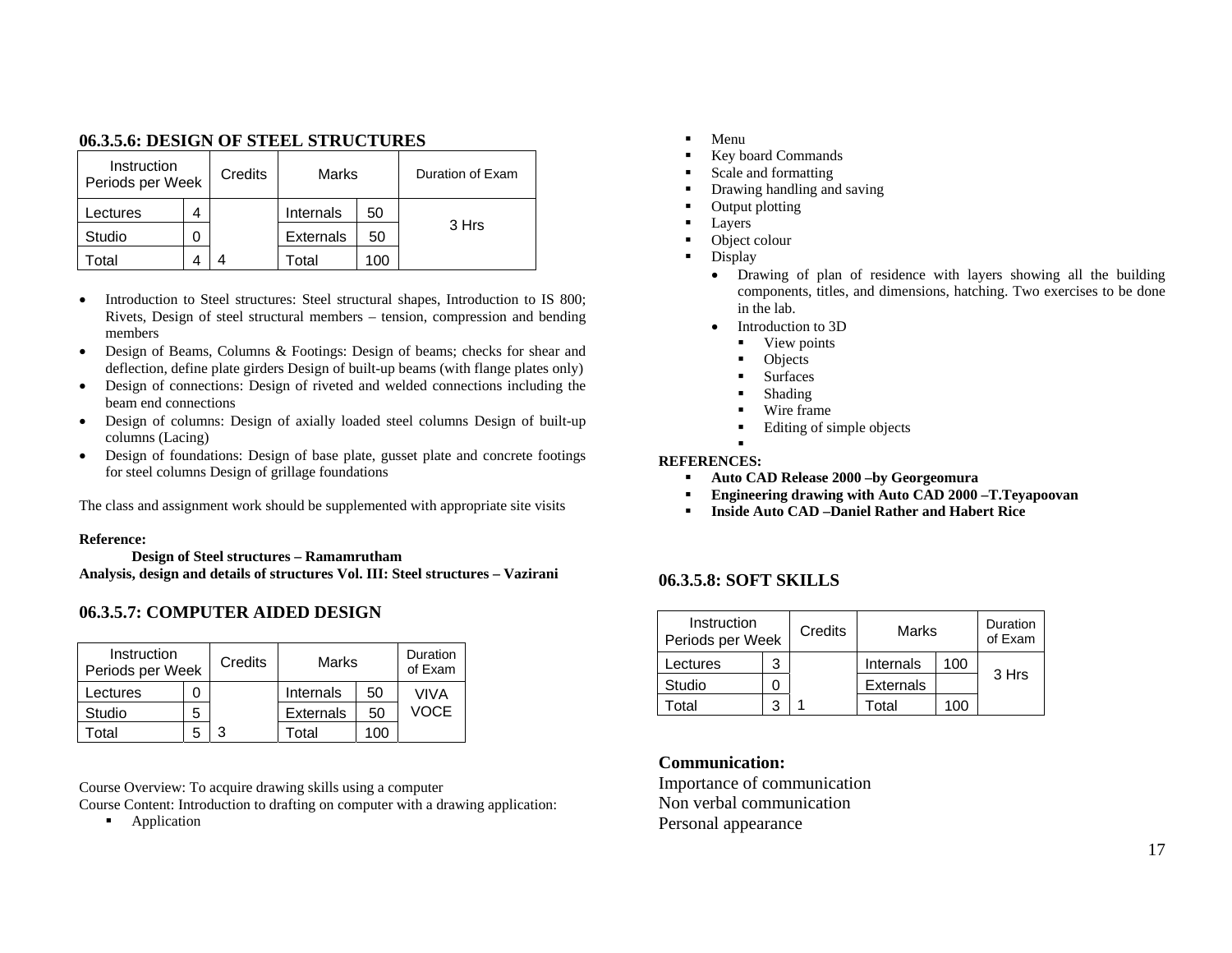### 06.3.5.6: DESIGN OF STEEL STRUCTURES

| Instruction Periods per Week | | Credits | Marks | | Duration of Exam |
|---|---|---|---|---|---|
| Lectures | 4 | | Internals | 50 | 3 Hrs |
| Studio | 0 | | Externals | 50 | |
| Total | 4 | 4 | Total | 100 | |

- Introduction to Steel structures: Steel structural shapes, Introduction to IS 800; Rivets, Design of steel structural members – tension, compression and bending members
- Design of Beams, Columns & Footings: Design of beams; checks for shear and deflection, define plate girders Design of built-up beams (with flange plates only)
- Design of connections: Design of riveted and welded connections including the beam end connections
- Design of columns: Design of axially loaded steel columns Design of built-up columns (Lacing)
- Design of foundations: Design of base plate, gusset plate and concrete footings for steel columns Design of grillage foundations

The class and assignment work should be supplemented with appropriate site visits

**Reference:**

**Design of Steel structures – Ramamrutham**

**Analysis, design and details of structures Vol. III: Steel structures – Vazirani**

### 06.3.5.7: COMPUTER AIDED DESIGN

| Instruction Periods per Week | | Credits | Marks | | Duration of Exam |
|---|---|---|---|---|---|
| Lectures | 0 | | Internals | 50 | VIVA VOCE |
| Studio | 5 | | Externals | 50 | |
| Total | 5 | 3 | Total | 100 | |

Course Overview: To acquire drawing skills using a computer

Course Content: Introduction to drafting on computer with a drawing application:

- Application
- Menu
- Key board Commands
- Scale and formatting
- Drawing handling and saving
- Output plotting
- Layers
- Object colour
- Display
  - Drawing of plan of residence with layers showing all the building components, titles, and dimensions, hatching. Two exercises to be done in the lab.
  - Introduction to 3D
    - View points
    - Objects
    - Surfaces
    - Shading
    - Wire frame
    - Editing of simple objects

**REFERENCES:**

- **Auto CAD Release 2000 –by Georgeomura**
- **Engineering drawing with Auto CAD 2000 –T.Teyapoovan**
- **Inside Auto CAD –Daniel Rather and Habert Rice**

### 06.3.5.8: SOFT SKILLS

| Instruction Periods per Week | | Credits | Marks | | Duration of Exam |
|---|---|---|---|---|---|
| Lectures | 3 | | Internals | 100 | 3 Hrs |
| Studio | 0 | | Externals | | |
| Total | 3 | 1 | Total | 100 | |

**Communication:**

Importance of communication

Non verbal communication

Personal appearance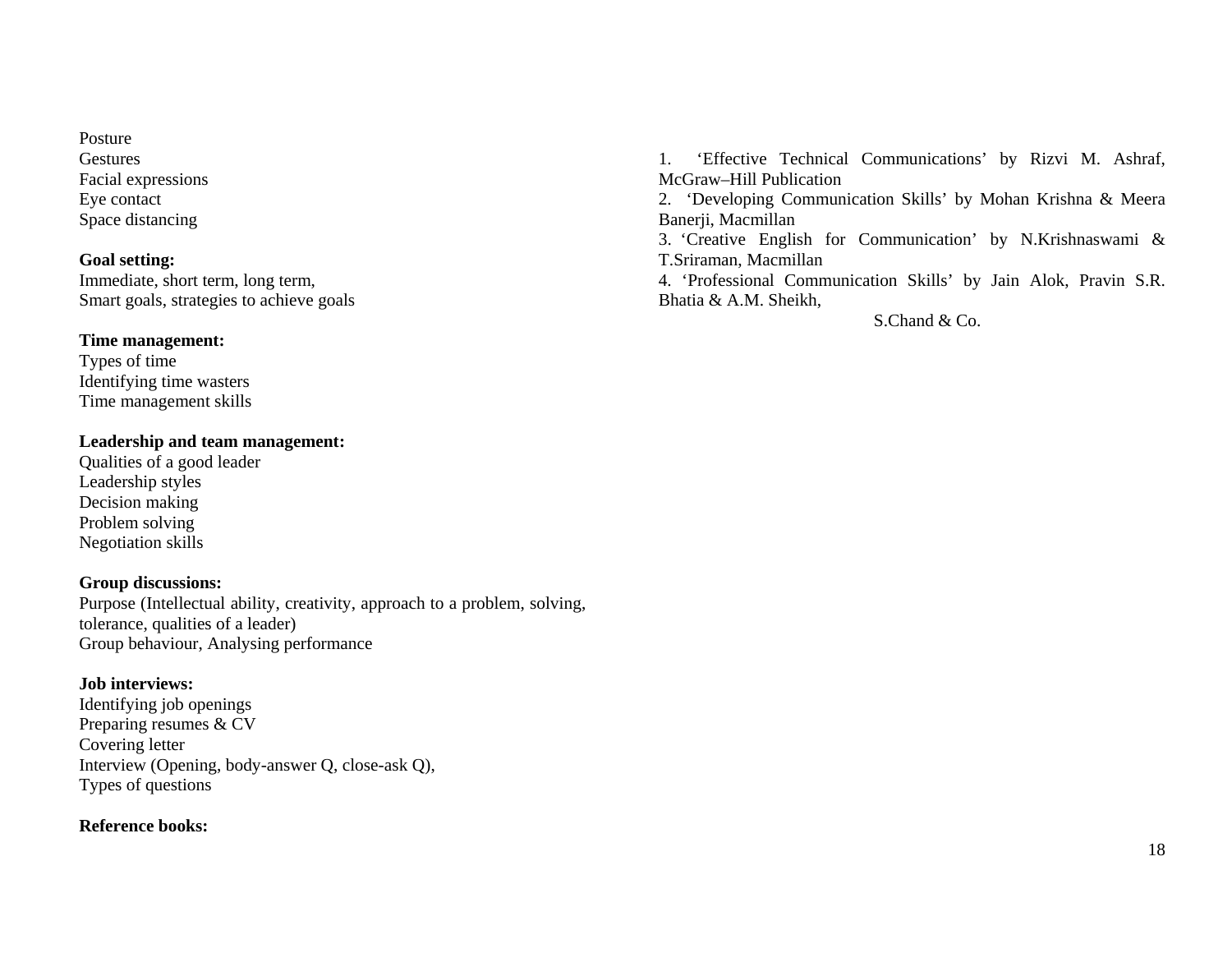Posture
Gestures
Facial expressions
Eye contact
Space distancing

**Goal setting:**
Immediate, short term, long term,
Smart goals, strategies to achieve goals

**Time management:**
Types of time
Identifying time wasters
Time management skills

**Leadership and team management:**
Qualities of a good leader
Leadership styles
Decision making
Problem solving
Negotiation skills

**Group discussions:**
Purpose (Intellectual ability, creativity, approach to a problem, solving, tolerance, qualities of a leader)
Group behaviour, Analysing performance

**Job interviews:**
Identifying job openings
Preparing resumes & CV
Covering letter
Interview (Opening, body-answer Q, close-ask Q),
Types of questions

**Reference books:**

1. 'Effective Technical Communications' by Rizvi M. Ashraf, McGraw–Hill Publication
2. 'Developing Communication Skills' by Mohan Krishna & Meera Banerji, Macmillan
3. 'Creative English for Communication' by N.Krishnaswami & T.Sriraman, Macmillan
4. 'Professional Communication Skills' by Jain Alok, Pravin S.R. Bhatia & A.M. Sheikh, S.Chand & Co.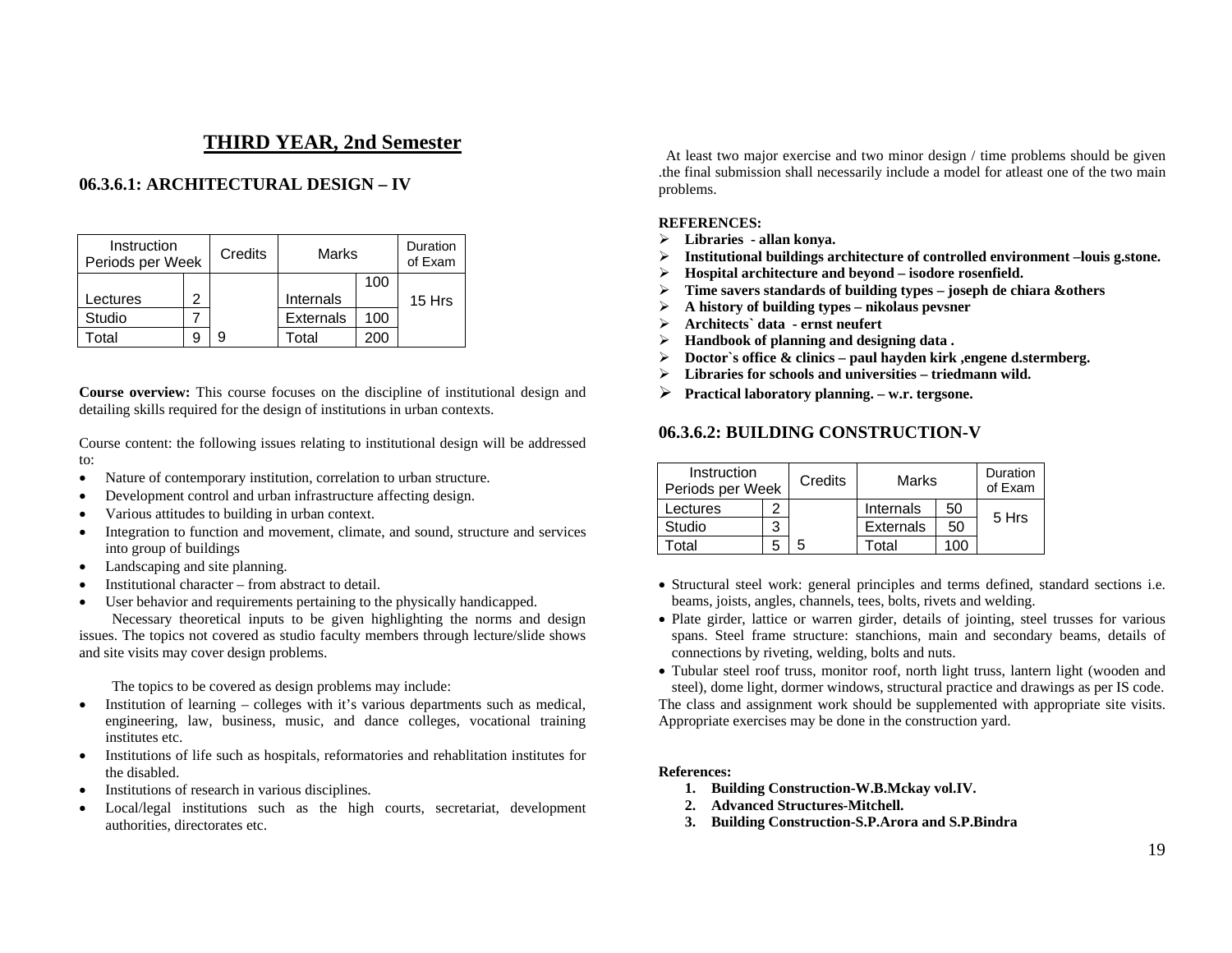## THIRD YEAR, 2nd Semester

### 06.3.6.1: ARCHITECTURAL DESIGN – IV

| Instruction Periods per Week | | Credits | Marks | | Duration of Exam |
|---|---|---|---|---|---|
| Lectures | 2 | | Internals | 100 | 15 Hrs |
| Studio | 7 | | Externals | 100 | |
| Total | 9 | 9 | Total | 200 | |

**Course overview:** This course focuses on the discipline of institutional design and detailing skills required for the design of institutions in urban contexts.

Course content: the following issues relating to institutional design will be addressed to:

- Nature of contemporary institution, correlation to urban structure.
- Development control and urban infrastructure affecting design.
- Various attitudes to building in urban context.
- Integration to function and movement, climate, and sound, structure and services into group of buildings
- Landscaping and site planning.
- Institutional character – from abstract to detail.
- User behavior and requirements pertaining to the physically handicapped.

Necessary theoretical inputs to be given highlighting the norms and design issues. The topics not covered as studio faculty members through lecture/slide shows and site visits may cover design problems.

The topics to be covered as design problems may include:

- Institution of learning – colleges with it's various departments such as medical, engineering, law, business, music, and dance colleges, vocational training institutes etc.
- Institutions of life such as hospitals, reformatories and rehablitation institutes for the disabled.
- Institutions of research in various disciplines.
- Local/legal institutions such as the high courts, secretariat, development authorities, directorates etc.

At least two major exercise and two minor design / time problems should be given .the final submission shall necessarily include a model for atleast one of the two main problems.

**REFERENCES:**

- **Libraries - allan konya.**
- **Institutional buildings architecture of controlled environment –louis g.stone.**
- **Hospital architecture and beyond – isodore rosenfield.**
- **Time savers standards of building types – joseph de chiara &others**
- **A history of building types – nikolaus pevsner**
- **Architects` data - ernst neufert**
- **Handbook of planning and designing data .**
- **Doctor`s office & clinics – paul hayden kirk ,engene d.stermberg.**
- **Libraries for schools and universities – triedmann wild.**
- **Practical laboratory planning. – w.r. tergsone.**

### 06.3.6.2: BUILDING CONSTRUCTION-V

| Instruction Periods per Week | | Credits | Marks | | Duration of Exam |
|---|---|---|---|---|---|
| Lectures | 2 | | Internals | 50 | 5 Hrs |
| Studio | 3 | | Externals | 50 | |
| Total | 5 | 5 | Total | 100 | |

- Structural steel work: general principles and terms defined, standard sections i.e. beams, joists, angles, channels, tees, bolts, rivets and welding.
- Plate girder, lattice or warren girder, details of jointing, steel trusses for various spans. Steel frame structure: stanchions, main and secondary beams, details of connections by riveting, welding, bolts and nuts.
- Tubular steel roof truss, monitor roof, north light truss, lantern light (wooden and steel), dome light, dormer windows, structural practice and drawings as per IS code.

The class and assignment work should be supplemented with appropriate site visits. Appropriate exercises may be done in the construction yard.

**References:**

1. **Building Construction-W.B.Mckay vol.IV.**
2. **Advanced Structures-Mitchell.**
3. **Building Construction-S.P.Arora and S.P.Bindra**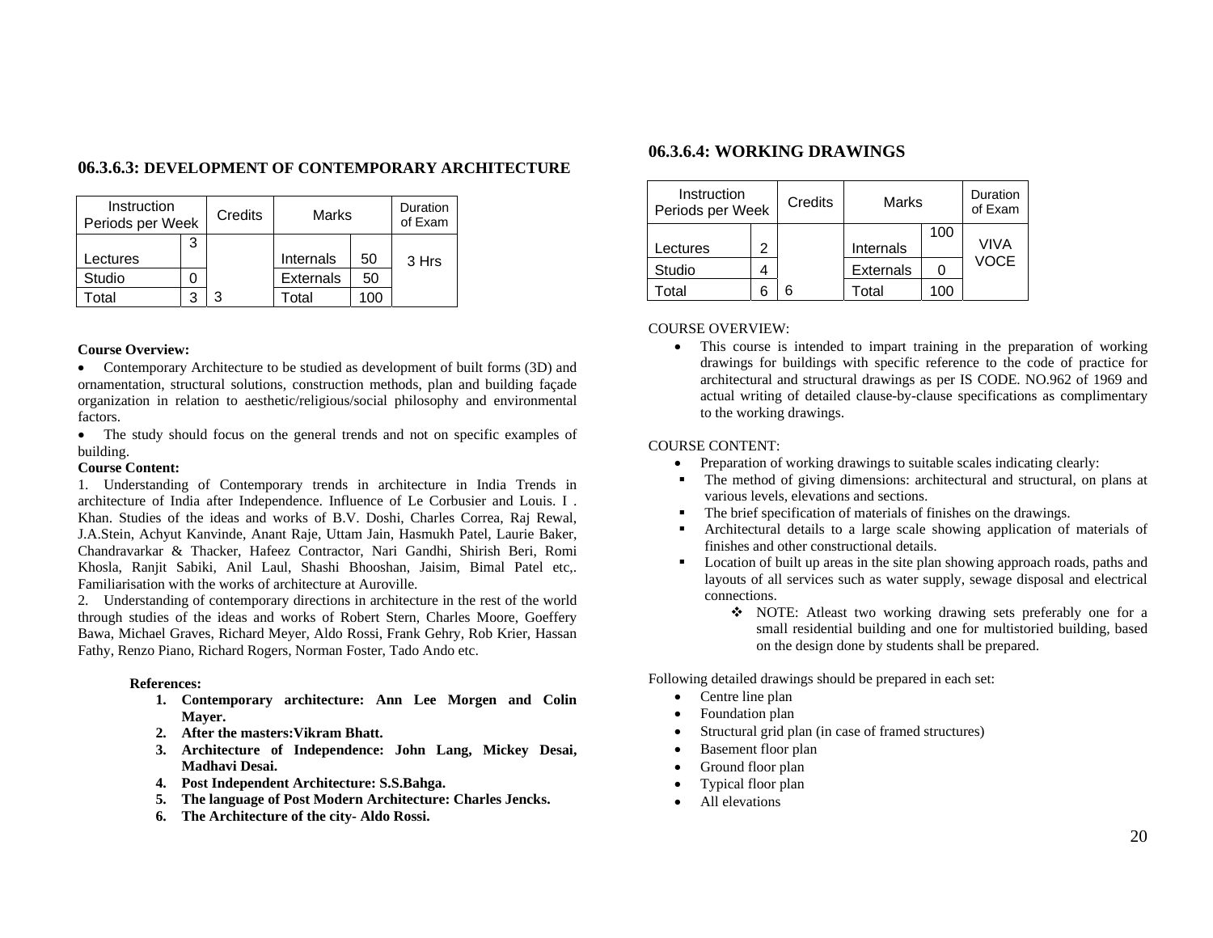## 06.3.6.3: DEVELOPMENT OF CONTEMPORARY ARCHITECTURE

| Instruction Periods per Week | | Credits | Marks | | Duration of Exam |
|---|---|---|---|---|---|
| Lectures | 3 | | Internals | 50 | 3 Hrs |
| Studio | 0 | | Externals | 50 | |
| Total | 3 | 3 | Total | 100 | |

**Course Overview:**

- Contemporary Architecture to be studied as development of built forms (3D) and ornamentation, structural solutions, construction methods, plan and building façade organization in relation to aesthetic/religious/social philosophy and environmental factors.
- The study should focus on the general trends and not on specific examples of building.

**Course Content:**

1. Understanding of Contemporary trends in architecture in India Trends in architecture of India after Independence. Influence of Le Corbusier and Louis. I . Khan. Studies of the ideas and works of B.V. Doshi, Charles Correa, Raj Rewal, J.A.Stein, Achyut Kanvinde, Anant Raje, Uttam Jain, Hasmukh Patel, Laurie Baker, Chandravarkar & Thacker, Hafeez Contractor, Nari Gandhi, Shirish Beri, Romi Khosla, Ranjit Sabiki, Anil Laul, Shashi Bhooshan, Jaisim, Bimal Patel etc,. Familiarisation with the works of architecture at Auroville.
2. Understanding of contemporary directions in architecture in the rest of the world through studies of the ideas and works of Robert Stern, Charles Moore, Goeffery Bawa, Michael Graves, Richard Meyer, Aldo Rossi, Frank Gehry, Rob Krier, Hassan Fathy, Renzo Piano, Richard Rogers, Norman Foster, Tado Ando etc.

**References:**

1. **Contemporary architecture: Ann Lee Morgen and Colin Mayer.**
2. **After the masters:Vikram Bhatt.**
3. **Architecture of Independence: John Lang, Mickey Desai, Madhavi Desai.**
4. **Post Independent Architecture: S.S.Bahga.**
5. **The language of Post Modern Architecture: Charles Jencks.**
6. **The Architecture of the city- Aldo Rossi.**

## 06.3.6.4: WORKING DRAWINGS

| Instruction Periods per Week | | Credits | Marks | | Duration of Exam |
|---|---|---|---|---|---|
| Lectures | 2 | | Internals | 100 | VIVA VOCE |
| Studio | 4 | | Externals | 0 | |
| Total | 6 | 6 | Total | 100 | |

COURSE OVERVIEW:

- This course is intended to impart training in the preparation of working drawings for buildings with specific reference to the code of practice for architectural and structural drawings as per IS CODE. NO.962 of 1969 and actual writing of detailed clause-by-clause specifications as complimentary to the working drawings.

COURSE CONTENT:

- Preparation of working drawings to suitable scales indicating clearly:
  - The method of giving dimensions: architectural and structural, on plans at various levels, elevations and sections.
  - The brief specification of materials of finishes on the drawings.
  - Architectural details to a large scale showing application of materials of finishes and other constructional details.
  - Location of built up areas in the site plan showing approach roads, paths and layouts of all services such as water supply, sewage disposal and electrical connections.
    - NOTE: Atleast two working drawing sets preferably one for a small residential building and one for multistoried building, based on the design done by students shall be prepared.

Following detailed drawings should be prepared in each set:

- Centre line plan
- Foundation plan
- Structural grid plan (in case of framed structures)
- Basement floor plan
- Ground floor plan
- Typical floor plan
- All elevations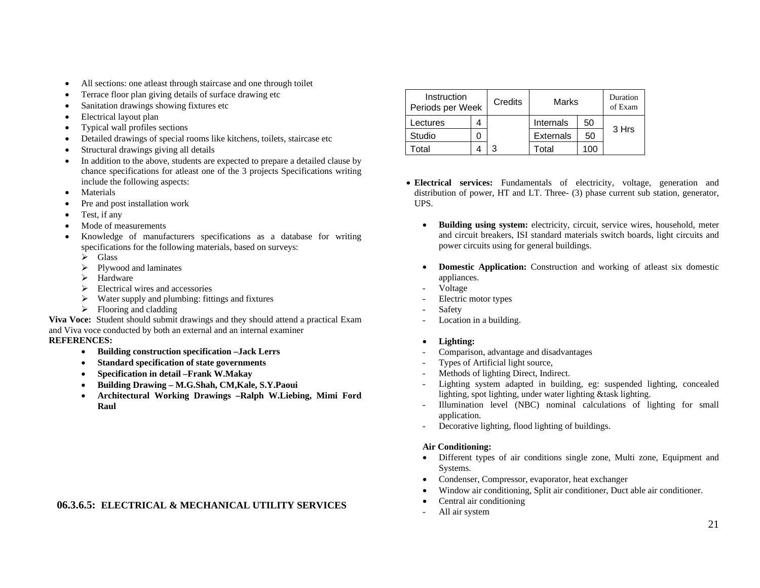- All sections: one atleast through staircase and one through toilet
- Terrace floor plan giving details of surface drawing etc
- Sanitation drawings showing fixtures etc
- Electrical layout plan
- Typical wall profiles sections
- Detailed drawings of special rooms like kitchens, toilets, staircase etc
- Structural drawings giving all details
- In addition to the above, students are expected to prepare a detailed clause by chance specifications for atleast one of the 3 projects Specifications writing include the following aspects:
- Materials
- Pre and post installation work
- Test, if any
- Mode of measurements
- Knowledge of manufacturers specifications as a database for writing specifications for the following materials, based on surveys:
  - Glass
  - Plywood and laminates
  - Hardware
  - Electrical wires and accessories
  - Water supply and plumbing: fittings and fixtures
  - Flooring and cladding

**Viva Voce:** Student should submit drawings and they should attend a practical Exam and Viva voce conducted by both an external and an internal examiner

**REFERENCES:**

- **Building construction specification –Jack Lerrs**
- **Standard specification of state governments**
- **Specification in detail –Frank W.Makay**
- **Building Drawing – M.G.Shah, CM,Kale, S.Y.Paoui**
- **Architectural Working Drawings –Ralph W.Liebing, Mimi Ford Raul**

## 06.3.6.5: ELECTRICAL & MECHANICAL UTILITY SERVICES

| Instruction Periods per Week | | Credits | Marks | | Duration of Exam |
|---|---|---|---|---|---|
| Lectures | 4 | | Internals | 50 | 3 Hrs |
| Studio | 0 | | Externals | 50 | |
| Total | 4 | 3 | Total | 100 | |

- **Electrical services:** Fundamentals of electricity, voltage, generation and distribution of power, HT and LT. Three- (3) phase current sub station, generator, UPS.

  - **Building using system:** electricity, circuit, service wires, household, meter and circuit breakers, ISI standard materials switch boards, light circuits and power circuits using for general buildings.

  - **Domestic Application:** Construction and working of atleast six domestic appliances.
    - Voltage
    - Electric motor types
    - Safety
    - Location in a building.

  - **Lighting:**
    - Comparison, advantage and disadvantages
    - Types of Artificial light source,
    - Methods of lighting Direct, Indirect.
    - Lighting system adapted in building, eg: suspended lighting, concealed lighting, spot lighting, under water lighting &task lighting.
    - Illumination level (NBC) nominal calculations of lighting for small application.
    - Decorative lighting, flood lighting of buildings.

  **Air Conditioning:**

  - Different types of air conditions single zone, Multi zone, Equipment and Systems.
  - Condenser, Compressor, evaporator, heat exchanger
  - Window air conditioning, Split air conditioner, Duct able air conditioner.
  - Central air conditioning
    - All air system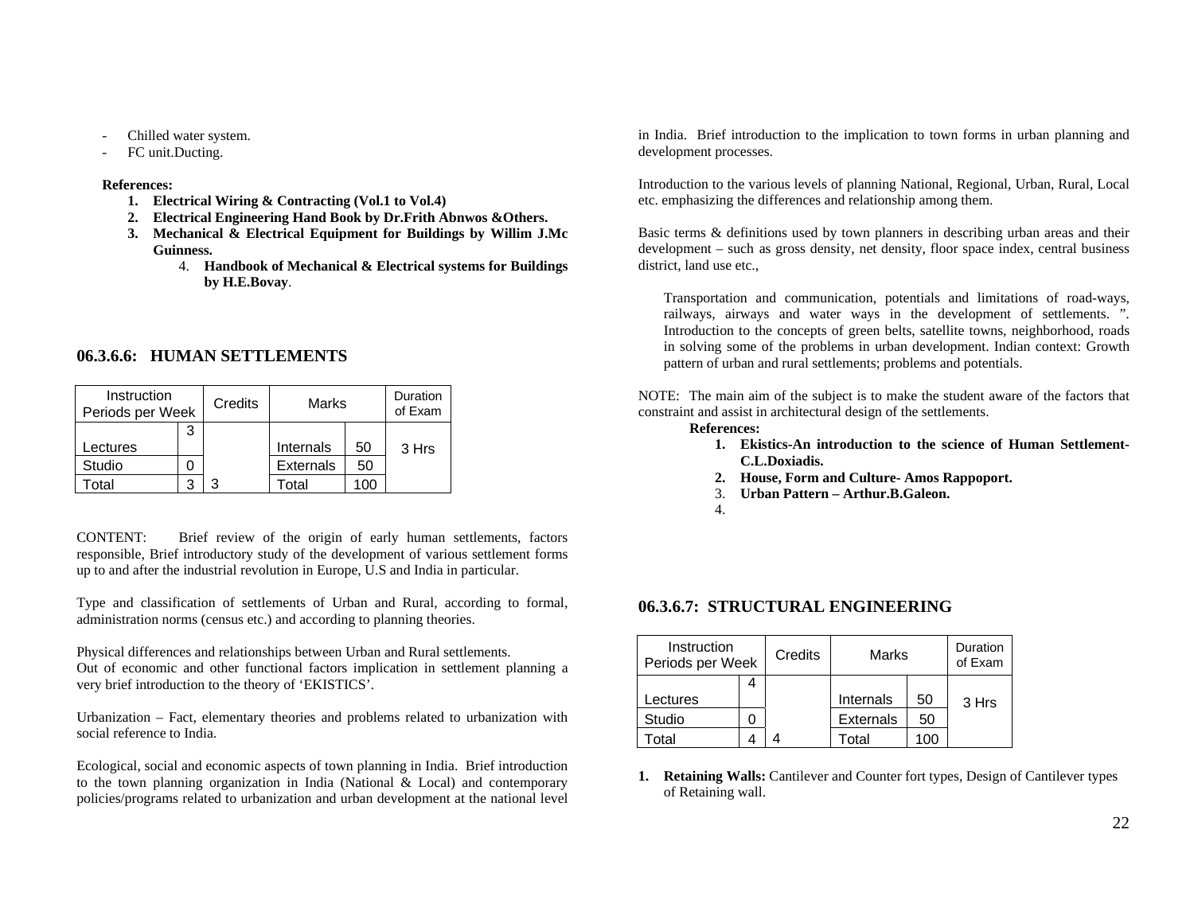- Chilled water system.
- FC unit.Ducting.

**References:**

1. **Electrical Wiring & Contracting (Vol.1 to Vol.4)**
2. **Electrical Engineering Hand Book by Dr.Frith Abnwos &Others.**
3. **Mechanical & Electrical Equipment for Buildings by Willim J.Mc Guinness.**
4. **Handbook of Mechanical & Electrical systems for Buildings by H.E.Bovay**.

## 06.3.6.6: HUMAN SETTLEMENTS

| Instruction Periods per Week | | Credits | Marks | | Duration of Exam |
|---|---|---|---|---|---|
| Lectures | 3 | | Internals | 50 | 3 Hrs |
| Studio | 0 | | Externals | 50 | |
| Total | 3 | 3 | Total | 100 | |

CONTENT: Brief review of the origin of early human settlements, factors responsible, Brief introductory study of the development of various settlement forms up to and after the industrial revolution in Europe, U.S and India in particular.

Type and classification of settlements of Urban and Rural, according to formal, administration norms (census etc.) and according to planning theories.

Physical differences and relationships between Urban and Rural settlements.
Out of economic and other functional factors implication in settlement planning a very brief introduction to the theory of 'EKISTICS'.

Urbanization – Fact, elementary theories and problems related to urbanization with social reference to India.

Ecological, social and economic aspects of town planning in India. Brief introduction to the town planning organization in India (National & Local) and contemporary policies/programs related to urbanization and urban development at the national level in India. Brief introduction to the implication to town forms in urban planning and development processes.

Introduction to the various levels of planning National, Regional, Urban, Rural, Local etc. emphasizing the differences and relationship among them.

Basic terms & definitions used by town planners in describing urban areas and their development – such as gross density, net density, floor space index, central business district, land use etc.,

Transportation and communication, potentials and limitations of road-ways, railways, airways and water ways in the development of settlements. ". Introduction to the concepts of green belts, satellite towns, neighborhood, roads in solving some of the problems in urban development. Indian context: Growth pattern of urban and rural settlements; problems and potentials.

NOTE: The main aim of the subject is to make the student aware of the factors that constraint and assist in architectural design of the settlements.

**References:**

1. **Ekistics-An introduction to the science of Human Settlement- C.L.Doxiadis.**
2. **House, Form and Culture- Amos Rappoport.**
3. **Urban Pattern – Arthur.B.Galeon.**
4. 

## 06.3.6.7: STRUCTURAL ENGINEERING

| Instruction Periods per Week | | Credits | Marks | | Duration of Exam |
|---|---|---|---|---|---|
| Lectures | 4 | | Internals | 50 | 3 Hrs |
| Studio | 0 | | Externals | 50 | |
| Total | 4 | 4 | Total | 100 | |

1. **Retaining Walls:** Cantilever and Counter fort types, Design of Cantilever types of Retaining wall.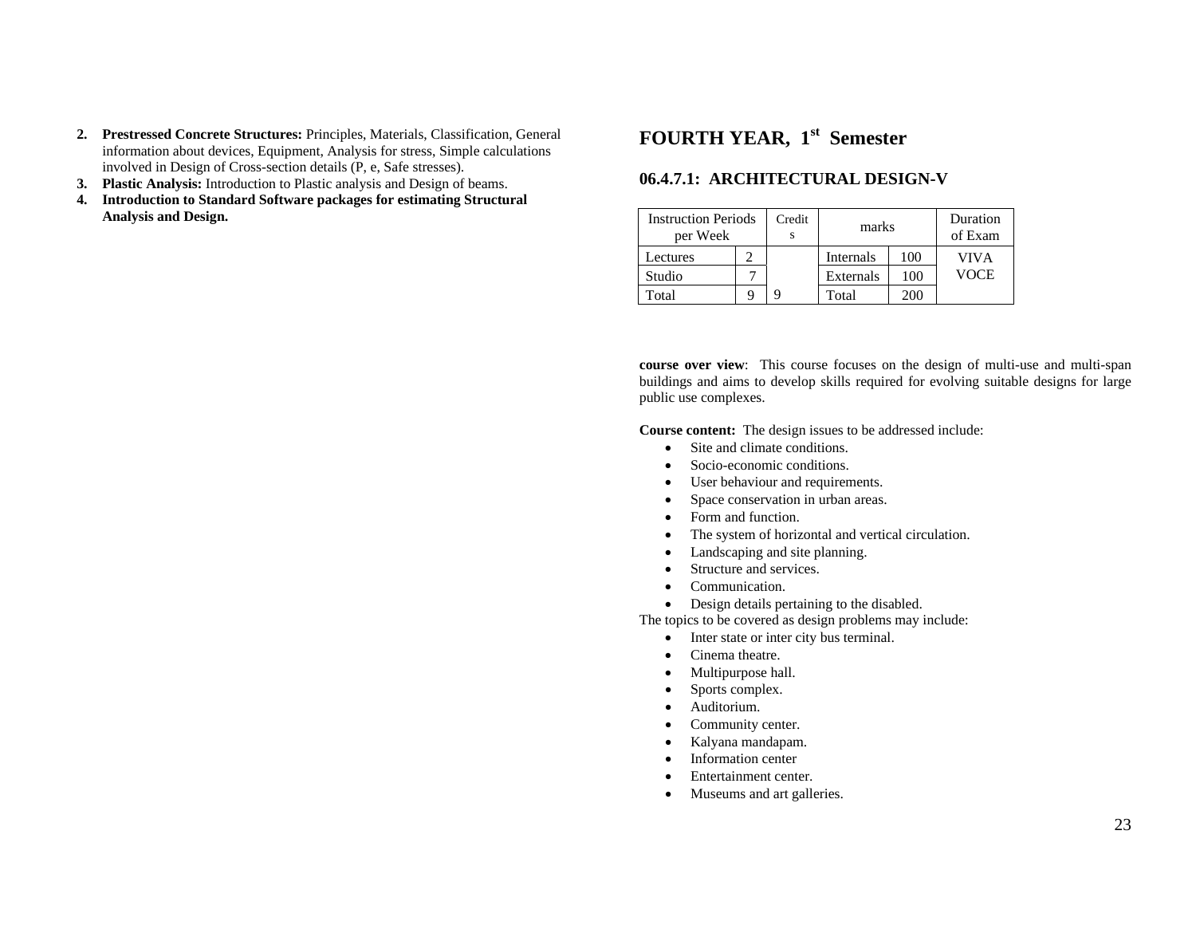2. **Prestressed Concrete Structures:** Principles, Materials, Classification, General information about devices, Equipment, Analysis for stress, Simple calculations involved in Design of Cross-section details (P, e, Safe stresses).
3. **Plastic Analysis:** Introduction to Plastic analysis and Design of beams.
4. **Introduction to Standard Software packages for estimating Structural Analysis and Design.**

# FOURTH YEAR, 1st Semester

## 06.4.7.1: ARCHITECTURAL DESIGN-V

| Instruction Periods per Week | | Credits | marks | | Duration of Exam |
|---|---|---|---|---|---|
| Lectures | 2 | | Internals | 100 | VIVA VOCE |
| Studio | 7 | | Externals | 100 | |
| Total | 9 | 9 | Total | 200 | |

**course over view**: This course focuses on the design of multi-use and multi-span buildings and aims to develop skills required for evolving suitable designs for large public use complexes.

**Course content:** The design issues to be addressed include:

- Site and climate conditions.
- Socio-economic conditions.
- User behaviour and requirements.
- Space conservation in urban areas.
- Form and function.
- The system of horizontal and vertical circulation.
- Landscaping and site planning.
- Structure and services.
- Communication.
- Design details pertaining to the disabled.

The topics to be covered as design problems may include:

- Inter state or inter city bus terminal.
- Cinema theatre.
- Multipurpose hall.
- Sports complex.
- Auditorium.
- Community center.
- Kalyana mandapam.
- Information center
- Entertainment center.
- Museums and art galleries.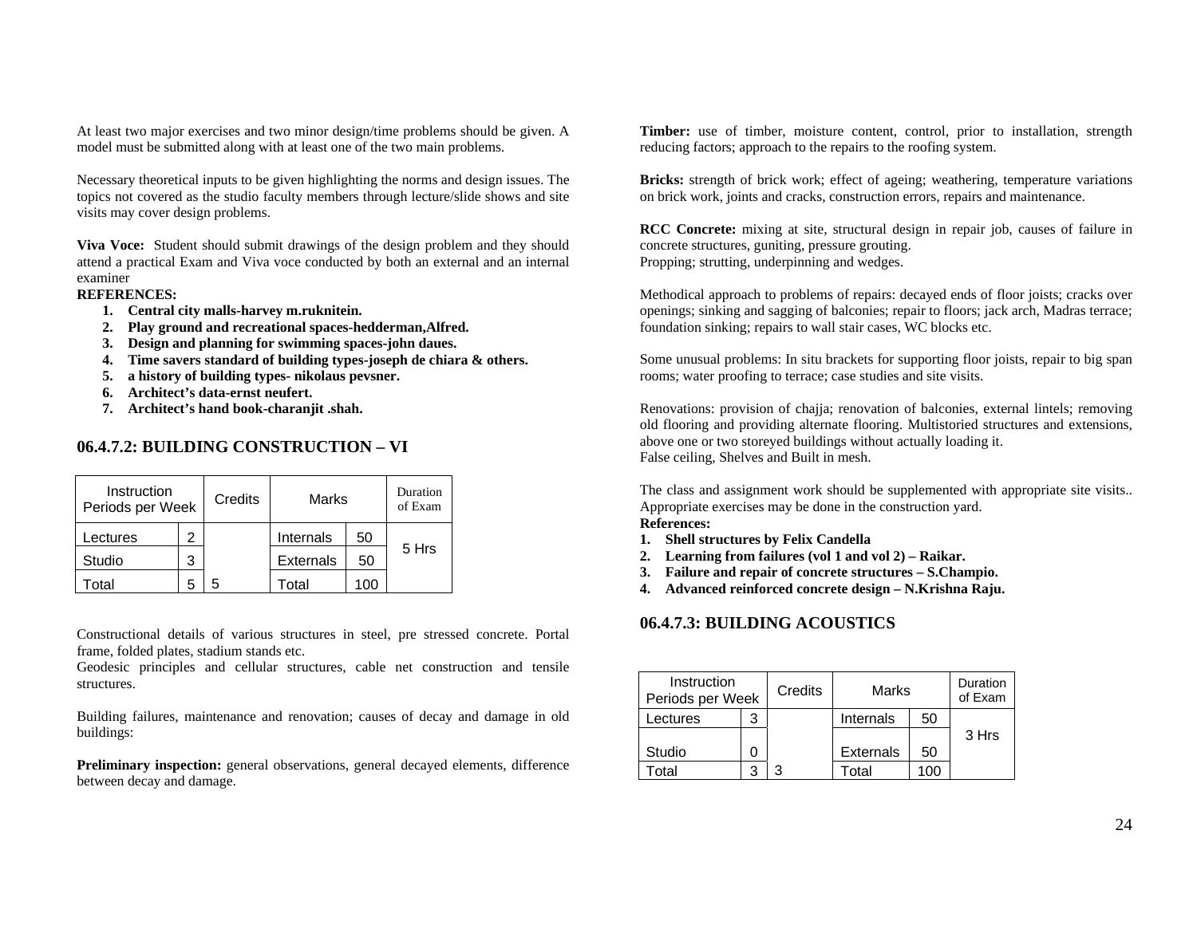At least two major exercises and two minor design/time problems should be given. A model must be submitted along with at least one of the two main problems.

Necessary theoretical inputs to be given highlighting the norms and design issues. The topics not covered as the studio faculty members through lecture/slide shows and site visits may cover design problems.

**Viva Voce:** Student should submit drawings of the design problem and they should attend a practical Exam and Viva voce conducted by both an external and an internal examiner

**REFERENCES:**

1. **Central city malls-harvey m.ruknitein.**
2. **Play ground and recreational spaces-hedderman,Alfred.**
3. **Design and planning for swimming spaces-john daues.**
4. **Time savers standard of building types-joseph de chiara & others.**
5. **a history of building types- nikolaus pevsner.**
6. **Architect's data-ernst neufert.**
7. **Architect's hand book-charanjit .shah.**

## 06.4.7.2: BUILDING CONSTRUCTION – VI

| Instruction Periods per Week | | Credits | Marks | | Duration of Exam |
|---|---|---|---|---|---|
| Lectures | 2 | | Internals | 50 | 5 Hrs |
| Studio | 3 | | Externals | 50 | |
| Total | 5 | 5 | Total | 100 | |

Constructional details of various structures in steel, pre stressed concrete. Portal frame, folded plates, stadium stands etc.
Geodesic principles and cellular structures, cable net construction and tensile structures.

Building failures, maintenance and renovation; causes of decay and damage in old buildings:

**Preliminary inspection:** general observations, general decayed elements, difference between decay and damage.

**Timber:** use of timber, moisture content, control, prior to installation, strength reducing factors; approach to the repairs to the roofing system.

**Bricks:** strength of brick work; effect of ageing; weathering, temperature variations on brick work, joints and cracks, construction errors, repairs and maintenance.

**RCC Concrete:** mixing at site, structural design in repair job, causes of failure in concrete structures, guniting, pressure grouting.
Propping; strutting, underpinning and wedges.

Methodical approach to problems of repairs: decayed ends of floor joists; cracks over openings; sinking and sagging of balconies; repair to floors; jack arch, Madras terrace; foundation sinking; repairs to wall stair cases, WC blocks etc.

Some unusual problems: In situ brackets for supporting floor joists, repair to big span rooms; water proofing to terrace; case studies and site visits.

Renovations: provision of chajja; renovation of balconies, external lintels; removing old flooring and providing alternate flooring. Multistoried structures and extensions, above one or two storeyed buildings without actually loading it.
False ceiling, Shelves and Built in mesh.

The class and assignment work should be supplemented with appropriate site visits.. Appropriate exercises may be done in the construction yard.

**References:**

1. **Shell structures by Felix Candella**
2. **Learning from failures (vol 1 and vol 2) – Raikar.**
3. **Failure and repair of concrete structures – S.Champio.**
4. **Advanced reinforced concrete design – N.Krishna Raju.**

## 06.4.7.3: BUILDING ACOUSTICS

| Instruction Periods per Week | | Credits | Marks | | Duration of Exam |
|---|---|---|---|---|---|
| Lectures | 3 | | Internals | 50 | 3 Hrs |
| Studio | 0 | | Externals | 50 | |
| Total | 3 | 3 | Total | 100 | |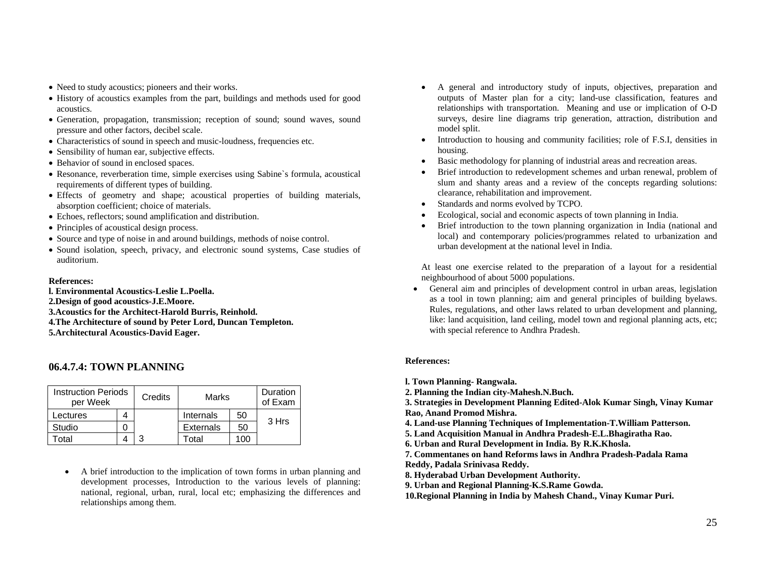- Need to study acoustics; pioneers and their works.
- History of acoustics examples from the part, buildings and methods used for good acoustics.
- Generation, propagation, transmission; reception of sound; sound waves, sound pressure and other factors, decibel scale.
- Characteristics of sound in speech and music-loudness, frequencies etc.
- Sensibility of human ear, subjective effects.
- Behavior of sound in enclosed spaces.
- Resonance, reverberation time, simple exercises using Sabine`s formula, acoustical requirements of different types of building.
- Effects of geometry and shape; acoustical properties of building materials, absorption coefficient; choice of materials.
- Echoes, reflectors; sound amplification and distribution.
- Principles of acoustical design process.
- Source and type of noise in and around buildings, methods of noise control.
- Sound isolation, speech, privacy, and electronic sound systems, Case studies of auditorium.

**References:**

**l. Environmental Acoustics-Leslie L.Poella.**
**2.Design of good acoustics-J.E.Moore.**
**3.Acoustics for the Architect-Harold Burris, Reinhold.**
**4.The Architecture of sound by Peter Lord, Duncan Templeton.**
**5.Architectural Acoustics-David Eager.**

## 06.4.7.4: TOWN PLANNING

| Instruction Periods per Week | | Credits | Marks | | Duration of Exam |
|---|---|---|---|---|---|
| Lectures | 4 | | Internals | 50 | 3 Hrs |
| Studio | 0 | | Externals | 50 | |
| Total | 4 | 3 | Total | 100 | |

- A brief introduction to the implication of town forms in urban planning and development processes, Introduction to the various levels of planning: national, regional, urban, rural, local etc; emphasizing the differences and relationships among them.
- A general and introductory study of inputs, objectives, preparation and outputs of Master plan for a city; land-use classification, features and relationships with transportation. Meaning and use or implication of O-D surveys, desire line diagrams trip generation, attraction, distribution and model split.
- Introduction to housing and community facilities; role of F.S.I, densities in housing.
- Basic methodology for planning of industrial areas and recreation areas.
- Brief introduction to redevelopment schemes and urban renewal, problem of slum and shanty areas and a review of the concepts regarding solutions: clearance, rehabilitation and improvement.
- Standards and norms evolved by TCPO.
- Ecological, social and economic aspects of town planning in India.
- Brief introduction to the town planning organization in India (national and local) and contemporary policies/programmes related to urbanization and urban development at the national level in India.

At least one exercise related to the preparation of a layout for a residential neighbourhood of about 5000 populations.

- General aim and principles of development control in urban areas, legislation as a tool in town planning; aim and general principles of building byelaws. Rules, regulations, and other laws related to urban development and planning, like: land acquisition, land ceiling, model town and regional planning acts, etc; with special reference to Andhra Pradesh.

**References:**

**l. Town Planning- Rangwala.**
**2. Planning the Indian city-Mahesh.N.Buch.**
**3. Strategies in Development Planning Edited-Alok Kumar Singh, Vinay Kumar Rao, Anand Promod Mishra.**
**4. Land-use Planning Techniques of Implementation-T.William Patterson.**
**5. Land Acquisition Manual in Andhra Pradesh-E.L.Bhagiratha Rao.**
**6. Urban and Rural Development in India. By R.K.Khosla.**
**7. Commentanes on hand Reforms laws in Andhra Pradesh-Padala Rama Reddy, Padala Srinivasa Reddy.**
**8. Hyderabad Urban Development Authority.**
**9. Urban and Regional Planning-K.S.Rame Gowda.**
**10.Regional Planning in India by Mahesh Chand., Vinay Kumar Puri.**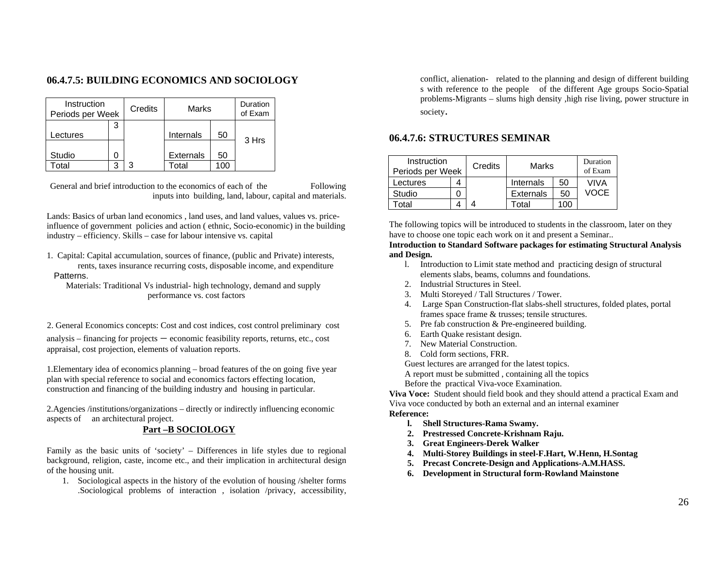## 06.4.7.5: BUILDING ECONOMICS AND SOCIOLOGY

| Instruction Periods per Week | | Credits | Marks | | Duration of Exam |
|---|---|---|---|---|---|
| Lectures | 3 | | Internals | 50 | 3 Hrs |
| Studio | 0 | | Externals | 50 | |
| Total | 3 | 3 | Total | 100 | |

General and brief introduction to the economics of each of the Following inputs into building, land, labour, capital and materials.

Lands: Basics of urban land economics , land uses, and land values, values vs. price-influence of government policies and action ( ethnic, Socio-economic) in the building industry – efficiency. Skills – case for labour intensive vs. capital

1. Capital: Capital accumulation, sources of finance, (public and Private) interests, rents, taxes insurance recurring costs, disposable income, and expenditure Patterns.

   Materials: Traditional Vs industrial- high technology, demand and supply performance vs. cost factors

2. General Economics concepts: Cost and cost indices, cost control preliminary cost analysis – financing for projects – economic feasibility reports, returns, etc., cost appraisal, cost projection, elements of valuation reports.

1.Elementary idea of economics planning – broad features of the on going five year plan with special reference to social and economics factors effecting location, construction and financing of the building industry and housing in particular.

2.Agencies /institutions/organizations – directly or indirectly influencing economic aspects of an architectural project.

### Part –B SOCIOLOGY

Family as the basic units of 'society' – Differences in life styles due to regional background, religion, caste, income etc., and their implication in architectural design of the housing unit.

1. Sociological aspects in the history of the evolution of housing /shelter forms .Sociological problems of interaction , isolation /privacy, accessibility, conflict, alienation- related to the planning and design of different building s with reference to the people of the different Age groups Socio-Spatial problems-Migrants – slums high density ,high rise living, power structure in society.

## 06.4.7.6: STRUCTURES SEMINAR

| Instruction Periods per Week | | Credits | Marks | | Duration of Exam |
|---|---|---|---|---|---|
| Lectures | 4 | | Internals | 50 | VIVA VOCE |
| Studio | 0 | | Externals | 50 | |
| Total | 4 | 4 | Total | 100 | |

The following topics will be introduced to students in the classroom, later on they have to choose one topic each work on it and present a Seminar..

**Introduction to Standard Software packages for estimating Structural Analysis and Design.**

1. Introduction to Limit state method and practicing design of structural elements slabs, beams, columns and foundations.
2. Industrial Structures in Steel.
3. Multi Storeyed / Tall Structures / Tower.
4. Large Span Construction-flat slabs-shell structures, folded plates, portal frames space frame & trusses; tensile structures.
5. Pre fab construction & Pre-engineered building.
6. Earth Quake resistant design.
7. New Material Construction.
8. Cold form sections, FRR.

Guest lectures are arranged for the latest topics.

A report must be submitted , containing all the topics

Before the practical Viva-voce Examination.

**Viva Voce:** Student should field book and they should attend a practical Exam and Viva voce conducted by both an external and an internal examiner

**Reference:**

1. **Shell Structures-Rama Swamy.**
2. **Prestressed Concrete-Krishnam Raju.**
3. **Great Engineers-Derek Walker**
4. **Multi-Storey Buildings in steel-F.Hart, W.Henn, H.Sontag**
5. **Precast Concrete-Design and Applications-A.M.HASS.**
6. **Development in Structural form-Rowland Mainstone**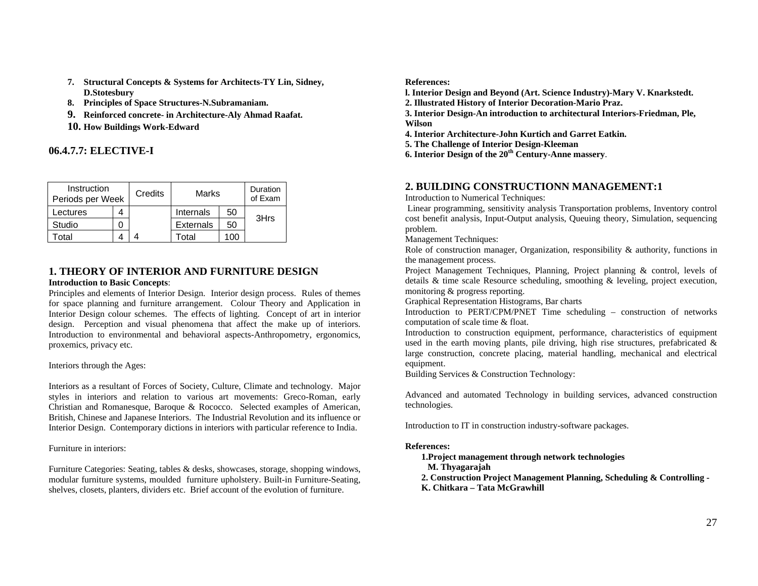7. **Structural Concepts & Systems for Architects-TY Lin, Sidney, D.Stotesbury**
8. **Principles of Space Structures-N.Subramaniam.**
9. **Reinforced concrete- in Architecture-Aly Ahmad Raafat.**
10. **How Buildings Work-Edward**

## 06.4.7.7: ELECTIVE-I

| Instruction Periods per Week | | Credits | Marks | | Duration of Exam |
|---|---|---|---|---|---|
| Lectures | 4 | | Internals | 50 | 3Hrs |
| Studio | 0 | | Externals | 50 | |
| Total | 4 | 4 | Total | 100 | |

## 1. THEORY OF INTERIOR AND FURNITURE DESIGN

**Introduction to Basic Concepts**:

Principles and elements of Interior Design. Interior design process. Rules of themes for space planning and furniture arrangement. Colour Theory and Application in Interior Design colour schemes. The effects of lighting. Concept of art in interior design. Perception and visual phenomena that affect the make up of interiors. Introduction to environmental and behavioral aspects-Anthropometry, ergonomics, proxemics, privacy etc.

Interiors through the Ages:

Interiors as a resultant of Forces of Society, Culture, Climate and technology. Major styles in interiors and relation to various art movements: Greco-Roman, early Christian and Romanesque, Baroque & Rococco. Selected examples of American, British, Chinese and Japanese Interiors. The Industrial Revolution and its influence or Interior Design. Contemporary dictions in interiors with particular reference to India.

Furniture in interiors:

Furniture Categories: Seating, tables & desks, showcases, storage, shopping windows, modular furniture systems, moulded furniture upholstery. Built-in Furniture-Seating, shelves, closets, planters, dividers etc. Brief account of the evolution of furniture.

**References:**

**l. Interior Design and Beyond (Art. Science Industry)-Mary V. Knarkstedt.**
**2. Illustrated History of Interior Decoration-Mario Praz.**
**3. Interior Design-An introduction to architectural Interiors-Friedman, Ple, Wilson**
**4. Interior Architecture-John Kurtich and Garret Eatkin.**
**5. The Challenge of Interior Design-Kleeman**
**6. Interior Design of the 20th Century-Anne massery**.

## 2. BUILDING CONSTRUCTIONN MANAGEMENT:1

Introduction to Numerical Techniques:

Linear programming, sensitivity analysis Transportation problems, Inventory control cost benefit analysis, Input-Output analysis, Queuing theory, Simulation, sequencing problem.

Management Techniques:

Role of construction manager, Organization, responsibility & authority, functions in the management process.

Project Management Techniques, Planning, Project planning & control, levels of details & time scale Resource scheduling, smoothing & leveling, project execution, monitoring & progress reporting.

Graphical Representation Histograms, Bar charts

Introduction to PERT/CPM/PNET Time scheduling – construction of networks computation of scale time & float.

Introduction to construction equipment, performance, characteristics of equipment used in the earth moving plants, pile driving, high rise structures, prefabricated & large construction, concrete placing, material handling, mechanical and electrical equipment.

Building Services & Construction Technology:

Advanced and automated Technology in building services, advanced construction technologies.

Introduction to IT in construction industry-software packages.

**References:**

**1.Project management through network technologies M. Thyagarajah**
**2. Construction Project Management Planning, Scheduling & Controlling - K. Chitkara – Tata McGrawhill**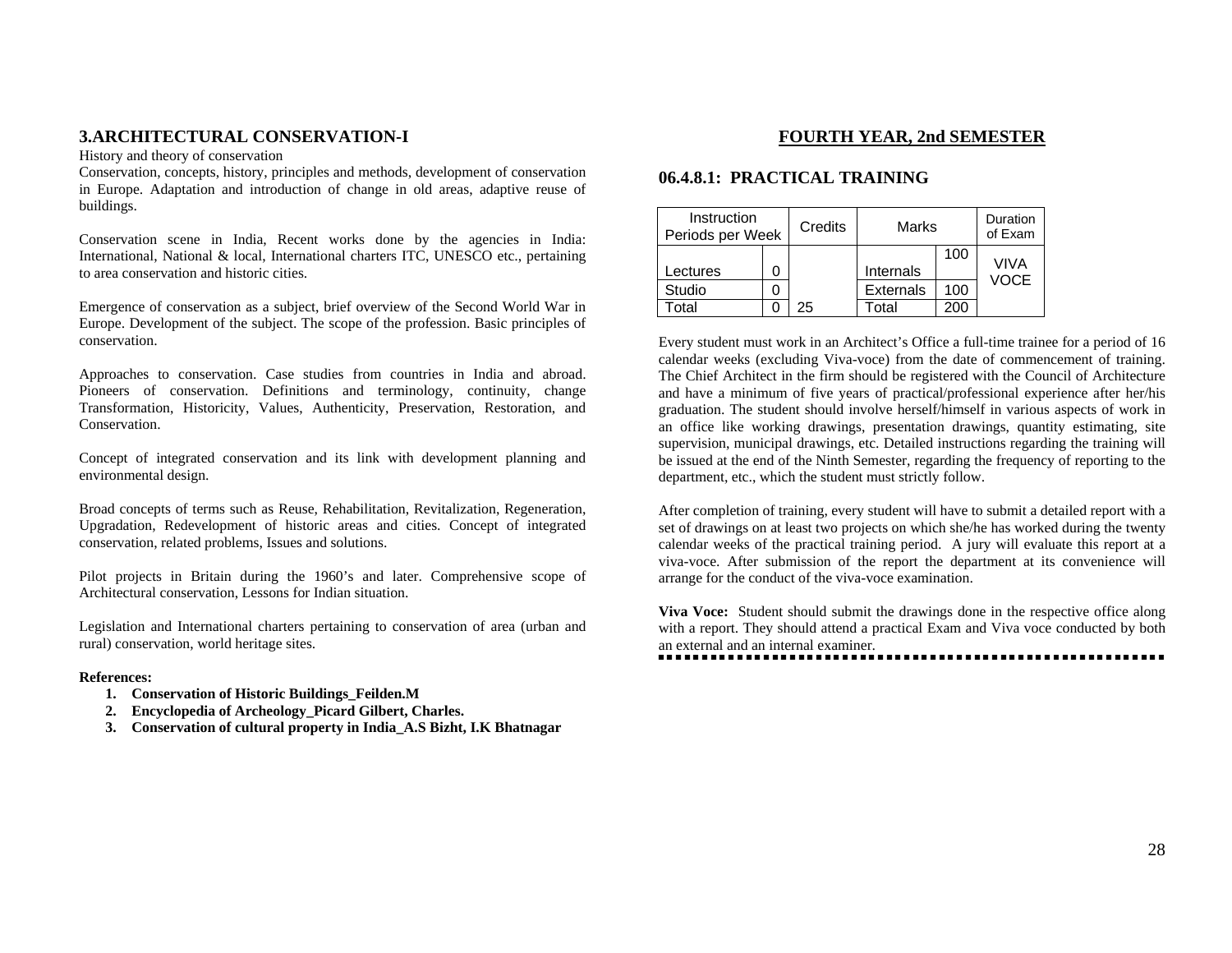## 3.ARCHITECTURAL CONSERVATION-I

History and theory of conservation

Conservation, concepts, history, principles and methods, development of conservation in Europe. Adaptation and introduction of change in old areas, adaptive reuse of buildings.

Conservation scene in India, Recent works done by the agencies in India: International, National & local, International charters ITC, UNESCO etc., pertaining to area conservation and historic cities.

Emergence of conservation as a subject, brief overview of the Second World War in Europe. Development of the subject. The scope of the profession. Basic principles of conservation.

Approaches to conservation. Case studies from countries in India and abroad. Pioneers of conservation. Definitions and terminology, continuity, change Transformation, Historicity, Values, Authenticity, Preservation, Restoration, and Conservation.

Concept of integrated conservation and its link with development planning and environmental design.

Broad concepts of terms such as Reuse, Rehabilitation, Revitalization, Regeneration, Upgradation, Redevelopment of historic areas and cities. Concept of integrated conservation, related problems, Issues and solutions.

Pilot projects in Britain during the 1960's and later. Comprehensive scope of Architectural conservation, Lessons for Indian situation.

Legislation and International charters pertaining to conservation of area (urban and rural) conservation, world heritage sites.

**References:**

1. **Conservation of Historic Buildings_Feilden.M**
2. **Encyclopedia of Archeology_Picard Gilbert, Charles.**
3. **Conservation of cultural property in India_A.S Bizht, I.K Bhatnagar**

## FOURTH YEAR, 2nd SEMESTER

### 06.4.8.1: PRACTICAL TRAINING

| Instruction Periods per Week | | Credits | Marks | | Duration of Exam |
|---|---|---|---|---|---|
| Lectures | 0 | | Internals | 100 | VIVA VOCE |
| Studio | 0 | | Externals | 100 | |
| Total | 0 | 25 | Total | 200 | |

Every student must work in an Architect's Office a full-time trainee for a period of 16 calendar weeks (excluding Viva-voce) from the date of commencement of training. The Chief Architect in the firm should be registered with the Council of Architecture and have a minimum of five years of practical/professional experience after her/his graduation. The student should involve herself/himself in various aspects of work in an office like working drawings, presentation drawings, quantity estimating, site supervision, municipal drawings, etc. Detailed instructions regarding the training will be issued at the end of the Ninth Semester, regarding the frequency of reporting to the department, etc., which the student must strictly follow.

After completion of training, every student will have to submit a detailed report with a set of drawings on at least two projects on which she/he has worked during the twenty calendar weeks of the practical training period. A jury will evaluate this report at a viva-voce. After submission of the report the department at its convenience will arrange for the conduct of the viva-voce examination.

**Viva Voce:** Student should submit the drawings done in the respective office along with a report. They should attend a practical Exam and Viva voce conducted by both an external and an internal examiner.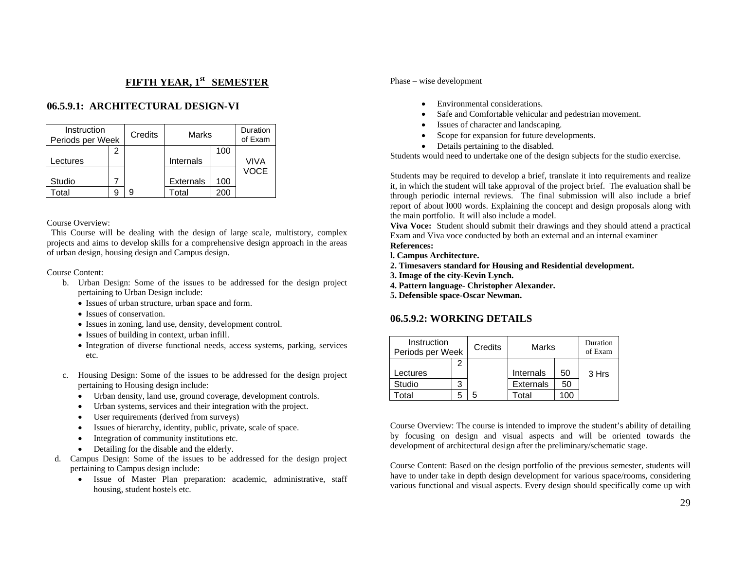## FIFTH YEAR, 1st SEMESTER

### 06.5.9.1: ARCHITECTURAL DESIGN-VI

| Instruction Periods per Week | | Credits | Marks | | Duration of Exam |
|---|---|---|---|---|---|
| Lectures | 2 | | Internals | 100 | VIVA VOCE |
| Studio | 7 | | Externals | 100 | |
| Total | 9 | 9 | Total | 200 | |

Course Overview:

This Course will be dealing with the design of large scale, multistory, complex projects and aims to develop skills for a comprehensive design approach in the areas of urban design, housing design and Campus design.

Course Content:

b. Urban Design: Some of the issues to be addressed for the design project pertaining to Urban Design include:
   - Issues of urban structure, urban space and form.
   - Issues of conservation.
   - Issues in zoning, land use, density, development control.
   - Issues of building in context, urban infill.
   - Integration of diverse functional needs, access systems, parking, services etc.

c. Housing Design: Some of the issues to be addressed for the design project pertaining to Housing design include:
   - Urban density, land use, ground coverage, development controls.
   - Urban systems, services and their integration with the project.
   - User requirements (derived from surveys)
   - Issues of hierarchy, identity, public, private, scale of space.
   - Integration of community institutions etc.
   - Detailing for the disable and the elderly.

d. Campus Design: Some of the issues to be addressed for the design project pertaining to Campus design include:
   - Issue of Master Plan preparation: academic, administrative, staff housing, student hostels etc.

Phase – wise development

- Environmental considerations.
- Safe and Comfortable vehicular and pedestrian movement.
- Issues of character and landscaping.
- Scope for expansion for future developments.
- Details pertaining to the disabled.

Students would need to undertake one of the design subjects for the studio exercise.

Students may be required to develop a brief, translate it into requirements and realize it, in which the student will take approval of the project brief. The evaluation shall be through periodic internal reviews. The final submission will also include a brief report of about l000 words. Explaining the concept and design proposals along with the main portfolio. It will also include a model.

**Viva Voce:** Student should submit their drawings and they should attend a practical Exam and Viva voce conducted by both an external and an internal examiner

**References:**

**l. Campus Architecture.**
**2. Timesavers standard for Housing and Residential development.**
**3. Image of the city-Kevin Lynch.**
**4. Pattern language- Christopher Alexander.**
**5. Defensible space-Oscar Newman.**

### 06.5.9.2: WORKING DETAILS

| Instruction Periods per Week | | Credits | Marks | | Duration of Exam |
|---|---|---|---|---|---|
| Lectures | 2 | | Internals | 50 | 3 Hrs |
| Studio | 3 | | Externals | 50 | |
| Total | 5 | 5 | Total | 100 | |

Course Overview: The course is intended to improve the student's ability of detailing by focusing on design and visual aspects and will be oriented towards the development of architectural design after the preliminary/schematic stage.

Course Content: Based on the design portfolio of the previous semester, students will have to under take in depth design development for various space/rooms, considering various functional and visual aspects. Every design should specifically come up with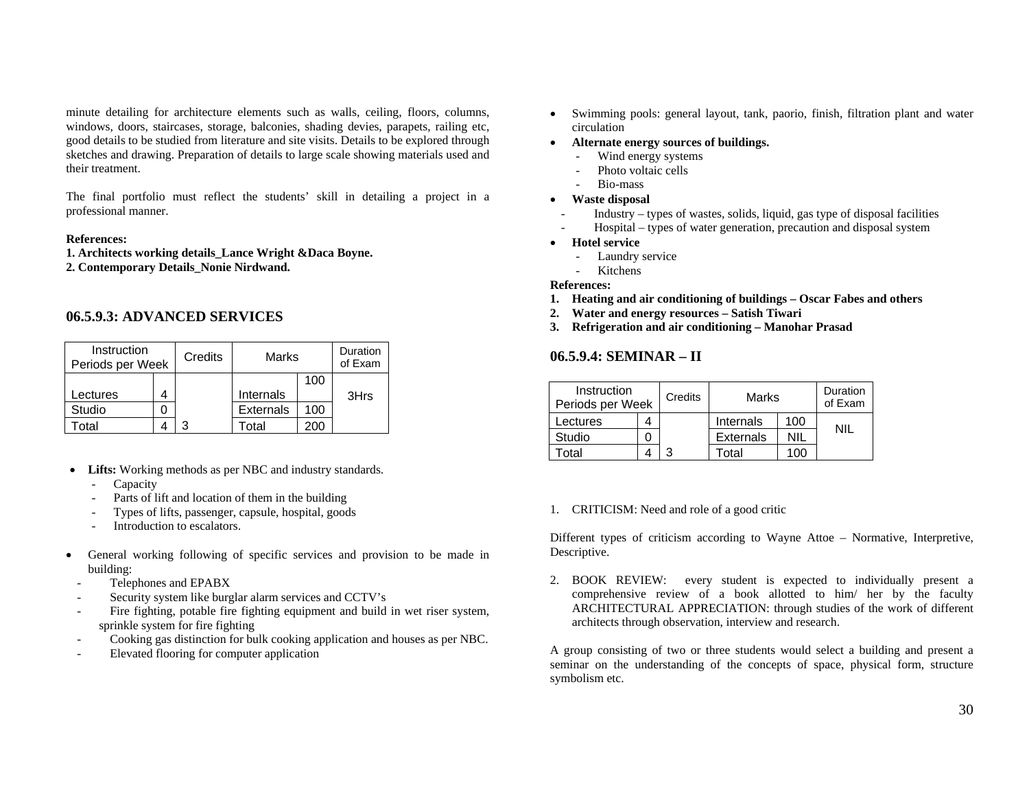minute detailing for architecture elements such as walls, ceiling, floors, columns, windows, doors, staircases, storage, balconies, shading devies, parapets, railing etc, good details to be studied from literature and site visits. Details to be explored through sketches and drawing. Preparation of details to large scale showing materials used and their treatment.

The final portfolio must reflect the students' skill in detailing a project in a professional manner.

**References:**
**1. Architects working details_Lance Wright &Daca Boyne.**
**2. Contemporary Details_Nonie Nirdwand.**

### 06.5.9.3: ADVANCED SERVICES

| Instruction Periods per Week | | Credits | Marks | | Duration of Exam |
|---|---|---|---|---|---|
| Lectures | 4 | | Internals | 100 | 3Hrs |
| Studio | 0 | | Externals | 100 | |
| Total | 4 | 3 | Total | 200 | |

- **Lifts:** Working methods as per NBC and industry standards.
  - Capacity
  - Parts of lift and location of them in the building
  - Types of lifts, passenger, capsule, hospital, goods
  - Introduction to escalators.
- General working following of specific services and provision to be made in building:
  - Telephones and EPABX
  - Security system like burglar alarm services and CCTV's
  - Fire fighting, potable fire fighting equipment and build in wet riser system, sprinkle system for fire fighting
  - Cooking gas distinction for bulk cooking application and houses as per NBC.
  - Elevated flooring for computer application
- Swimming pools: general layout, tank, paorio, finish, filtration plant and water circulation
- **Alternate energy sources of buildings.**
  - Wind energy systems
  - Photo voltaic cells
  - Bio-mass
- **Waste disposal**
  - Industry – types of wastes, solids, liquid, gas type of disposal facilities
  - Hospital – types of water generation, precaution and disposal system
- **Hotel service**
  - Laundry service
  - Kitchens

**References:**
1. **Heating and air conditioning of buildings – Oscar Fabes and others**
2. **Water and energy resources – Satish Tiwari**
3. **Refrigeration and air conditioning – Manohar Prasad**

### 06.5.9.4: SEMINAR – II

| Instruction Periods per Week | | Credits | Marks | | Duration of Exam |
|---|---|---|---|---|---|
| Lectures | 4 | | Internals | 100 | NIL |
| Studio | 0 | | Externals | NIL | |
| Total | 4 | 3 | Total | 100 | |

1. CRITICISM: Need and role of a good critic

Different types of criticism according to Wayne Attoe – Normative, Interpretive, Descriptive.

2. BOOK REVIEW: every student is expected to individually present a comprehensive review of a book allotted to him/ her by the faculty ARCHITECTURAL APPRECIATION: through studies of the work of different architects through observation, interview and research.

A group consisting of two or three students would select a building and present a seminar on the understanding of the concepts of space, physical form, structure symbolism etc.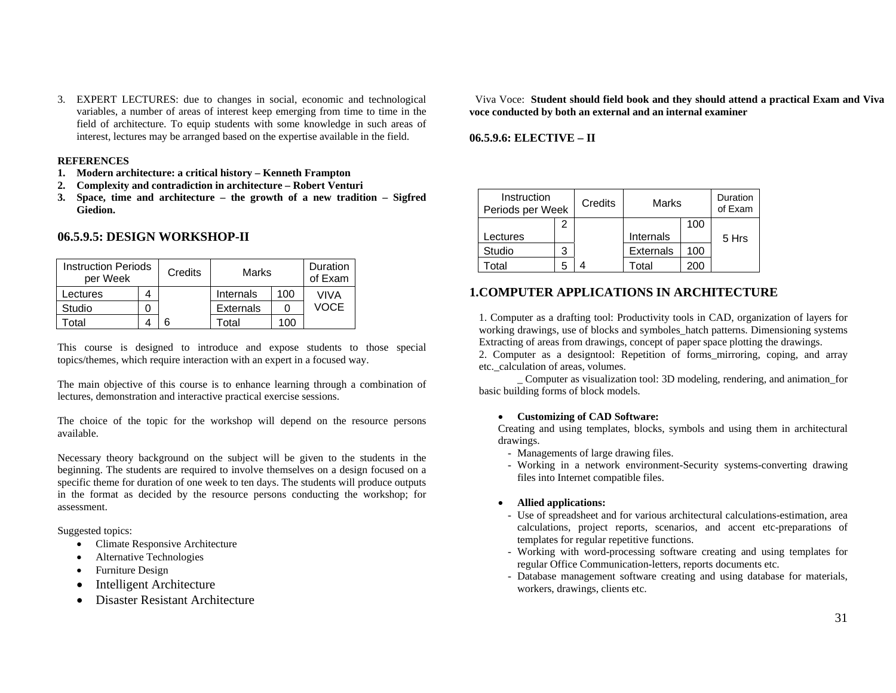3. EXPERT LECTURES: due to changes in social, economic and technological variables, a number of areas of interest keep emerging from time to time in the field of architecture. To equip students with some knowledge in such areas of interest, lectures may be arranged based on the expertise available in the field.

**REFERENCES**

1. **Modern architecture: a critical history – Kenneth Frampton**
2. **Complexity and contradiction in architecture – Robert Venturi**
3. **Space, time and architecture – the growth of a new tradition – Sigfred Giedion.**

## 06.5.9.5: DESIGN WORKSHOP-II

| Instruction Periods per Week | | Credits | Marks | | Duration of Exam |
|---|---|---|---|---|---|
| Lectures | 4 | | Internals | 100 | VIVA VOCE |
| Studio | 0 | | Externals | 0 | |
| Total | 4 | 6 | Total | 100 | |

This course is designed to introduce and expose students to those special topics/themes, which require interaction with an expert in a focused way.

The main objective of this course is to enhance learning through a combination of lectures, demonstration and interactive practical exercise sessions.

The choice of the topic for the workshop will depend on the resource persons available.

Necessary theory background on the subject will be given to the students in the beginning. The students are required to involve themselves on a design focused on a specific theme for duration of one week to ten days. The students will produce outputs in the format as decided by the resource persons conducting the workshop; for assessment.

Suggested topics:

- Climate Responsive Architecture
- Alternative Technologies
- Furniture Design
- Intelligent Architecture
- Disaster Resistant Architecture

Viva Voce: **Student should field book and they should attend a practical Exam and Viva voce conducted by both an external and an internal examiner**

**06.5.9.6: ELECTIVE – II**

| Instruction Periods per Week | | Credits | Marks | | Duration of Exam |
|---|---|---|---|---|---|
| Lectures | 2 | | Internals | 100 | 5 Hrs |
| Studio | 3 | | Externals | 100 | |
| Total | 5 | 4 | Total | 200 | |

## 1.COMPUTER APPLICATIONS IN ARCHITECTURE

1. Computer as a drafting tool: Productivity tools in CAD, organization of layers for working drawings, use of blocks and symboles_hatch patterns. Dimensioning systems Extracting of areas from drawings, concept of paper space plotting the drawings.
2. Computer as a designtool: Repetition of forms_mirroring, coping, and array etc._calculation of areas, volumes.

_ Computer as visualization tool: 3D modeling, rendering, and animation_for basic building forms of block models.

- **Customizing of CAD Software:**
  Creating and using templates, blocks, symbols and using them in architectural drawings.
  - Managements of large drawing files.
  - Working in a network environment-Security systems-converting drawing files into Internet compatible files.

- **Allied applications:**
  - Use of spreadsheet and for various architectural calculations-estimation, area calculations, project reports, scenarios, and accent etc-preparations of templates for regular repetitive functions.
  - Working with word-processing software creating and using templates for regular Office Communication-letters, reports documents etc.
  - Database management software creating and using database for materials, workers, drawings, clients etc.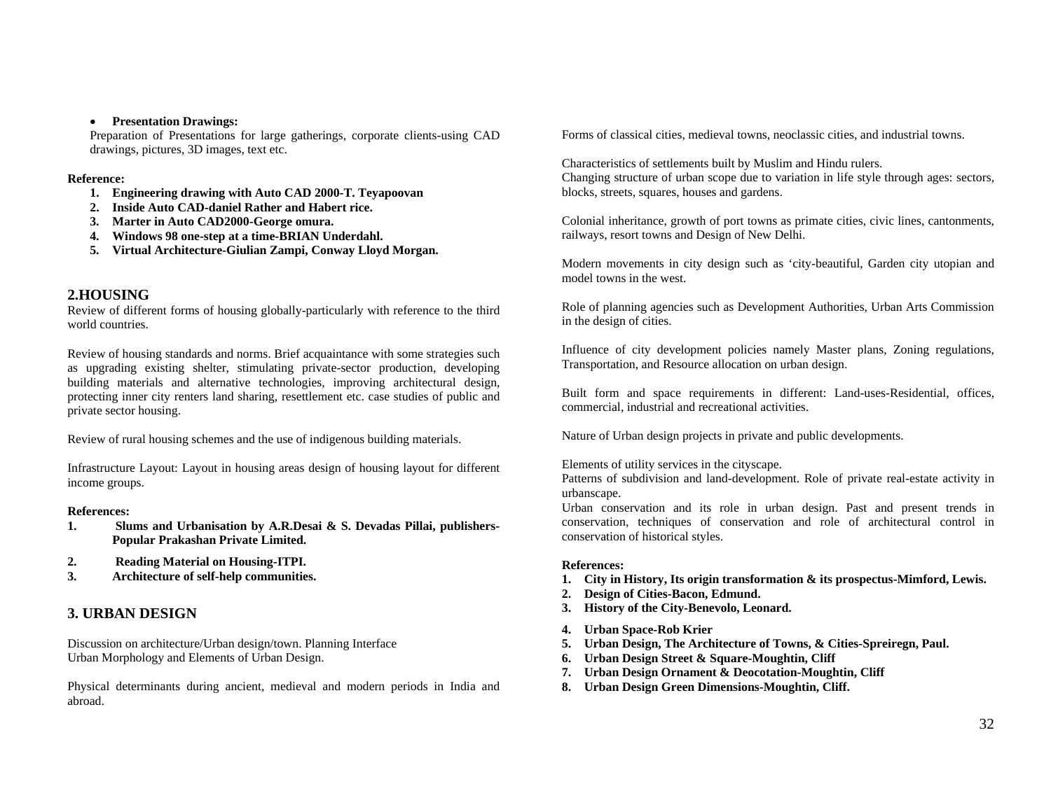- **Presentation Drawings:**

Preparation of Presentations for large gatherings, corporate clients-using CAD drawings, pictures, 3D images, text etc.

**Reference:**

1. **Engineering drawing with Auto CAD 2000-T. Teyapoovan**
2. **Inside Auto CAD-daniel Rather and Habert rice.**
3. **Marter in Auto CAD2000-George omura.**
4. **Windows 98 one-step at a time-BRIAN Underdahl.**
5. **Virtual Architecture-Giulian Zampi, Conway Lloyd Morgan.**

## 2.HOUSING

Review of different forms of housing globally-particularly with reference to the third world countries.

Review of housing standards and norms. Brief acquaintance with some strategies such as upgrading existing shelter, stimulating private-sector production, developing building materials and alternative technologies, improving architectural design, protecting inner city renters land sharing, resettlement etc. case studies of public and private sector housing.

Review of rural housing schemes and the use of indigenous building materials.

Infrastructure Layout: Layout in housing areas design of housing layout for different income groups.

**References:**

1. **Slums and Urbanisation by A.R.Desai & S. Devadas Pillai, publishers-Popular Prakashan Private Limited.**
2. **Reading Material on Housing-ITPI.**
3. **Architecture of self-help communities.**

## 3. URBAN DESIGN

Discussion on architecture/Urban design/town. Planning Interface
Urban Morphology and Elements of Urban Design.

Physical determinants during ancient, medieval and modern periods in India and abroad.

Forms of classical cities, medieval towns, neoclassic cities, and industrial towns.

Characteristics of settlements built by Muslim and Hindu rulers.
Changing structure of urban scope due to variation in life style through ages: sectors, blocks, streets, squares, houses and gardens.

Colonial inheritance, growth of port towns as primate cities, civic lines, cantonments, railways, resort towns and Design of New Delhi.

Modern movements in city design such as 'city-beautiful, Garden city utopian and model towns in the west.

Role of planning agencies such as Development Authorities, Urban Arts Commission in the design of cities.

Influence of city development policies namely Master plans, Zoning regulations, Transportation, and Resource allocation on urban design.

Built form and space requirements in different: Land-uses-Residential, offices, commercial, industrial and recreational activities.

Nature of Urban design projects in private and public developments.

Elements of utility services in the cityscape.
Patterns of subdivision and land-development. Role of private real-estate activity in urbanscape.
Urban conservation and its role in urban design. Past and present trends in conservation, techniques of conservation and role of architectural control in conservation of historical styles.

**References:**

1. **City in History, Its origin transformation & its prospectus-Mimford, Lewis.**
2. **Design of Cities-Bacon, Edmund.**
3. **History of the City-Benevolo, Leonard.**
4. **Urban Space-Rob Krier**
5. **Urban Design, The Architecture of Towns, & Cities-Spreiregn, Paul.**
6. **Urban Design Street & Square-Moughtin, Cliff**
7. **Urban Design Ornament & Deocotation-Moughtin, Cliff**
8. **Urban Design Green Dimensions-Moughtin, Cliff.**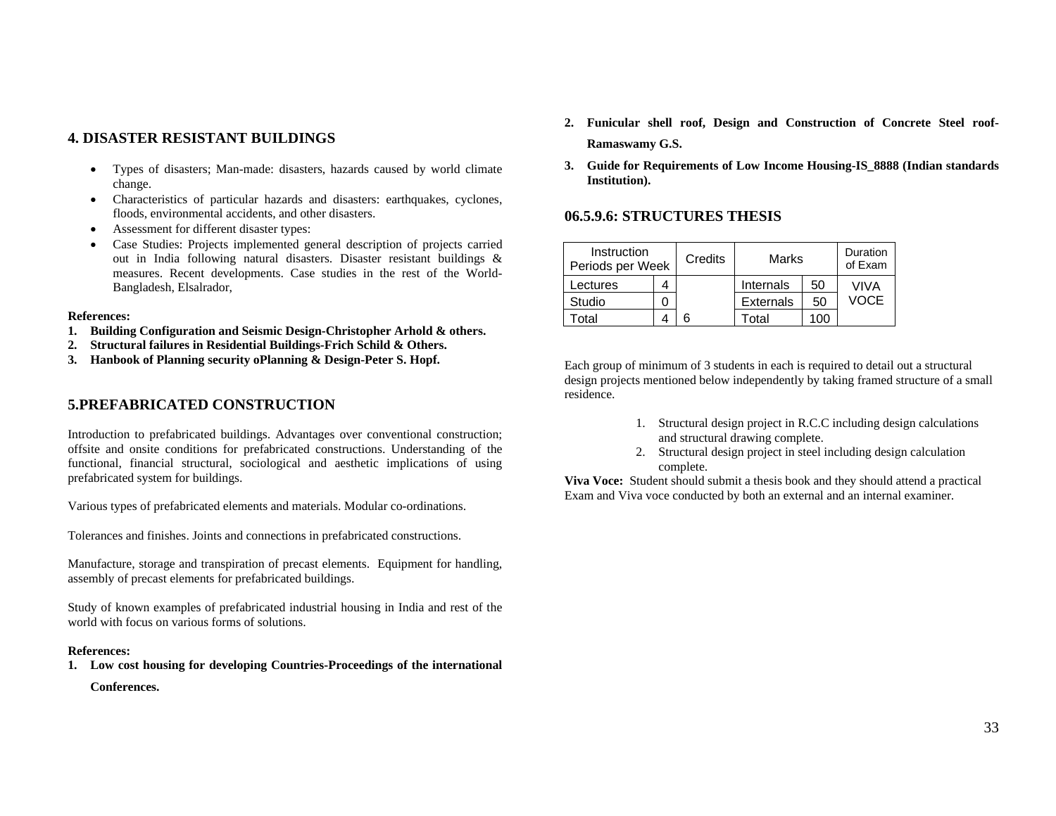## 4. DISASTER RESISTANT BUILDINGS

- Types of disasters; Man-made: disasters, hazards caused by world climate change.
- Characteristics of particular hazards and disasters: earthquakes, cyclones, floods, environmental accidents, and other disasters.
- Assessment for different disaster types:
- Case Studies: Projects implemented general description of projects carried out in India following natural disasters. Disaster resistant buildings & measures. Recent developments. Case studies in the rest of the World- Bangladesh, Elsalrador,

**References:**

1. **Building Configuration and Seismic Design-Christopher Arhold & others.**
2. **Structural failures in Residential Buildings-Frich Schild & Others.**
3. **Hanbook of Planning security oPlanning & Design-Peter S. Hopf.**

## 5.PREFABRICATED CONSTRUCTION

Introduction to prefabricated buildings. Advantages over conventional construction; offsite and onsite conditions for prefabricated constructions. Understanding of the functional, financial structural, sociological and aesthetic implications of using prefabricated system for buildings.

Various types of prefabricated elements and materials. Modular co-ordinations.

Tolerances and finishes. Joints and connections in prefabricated constructions.

Manufacture, storage and transpiration of precast elements. Equipment for handling, assembly of precast elements for prefabricated buildings.

Study of known examples of prefabricated industrial housing in India and rest of the world with focus on various forms of solutions.

**References:**

1. **Low cost housing for developing Countries-Proceedings of the international Conferences.**
2. **Funicular shell roof, Design and Construction of Concrete Steel roof- Ramaswamy G.S.**
3. **Guide for Requirements of Low Income Housing-IS_8888 (Indian standards Institution).**

## 06.5.9.6: STRUCTURES THESIS

| Instruction Periods per Week | | Credits | Marks | | Duration of Exam |
|---|---|---|---|---|---|
| Lectures | 4 | | Internals | 50 | VIVA VOCE |
| Studio | 0 | | Externals | 50 | |
| Total | 4 | 6 | Total | 100 | |

Each group of minimum of 3 students in each is required to detail out a structural design projects mentioned below independently by taking framed structure of a small residence.

1. Structural design project in R.C.C including design calculations and structural drawing complete.
2. Structural design project in steel including design calculation complete.

**Viva Voce:** Student should submit a thesis book and they should attend a practical Exam and Viva voce conducted by both an external and an internal examiner.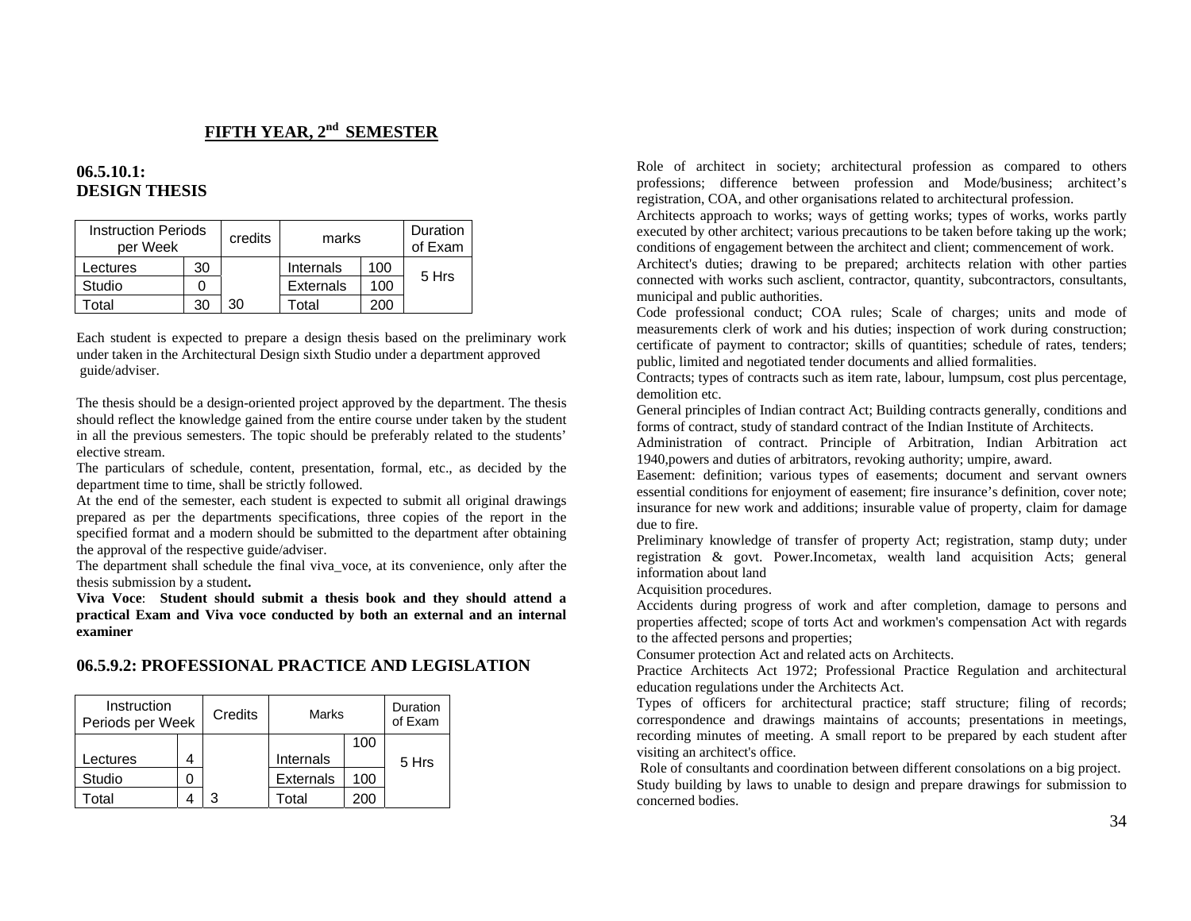## FIFTH YEAR, 2nd SEMESTER

### 06.5.10.1:
### DESIGN THESIS

| Instruction Periods per Week | | credits | marks | | Duration of Exam |
|---|---|---|---|---|---|
| Lectures | 30 | | Internals | 100 | 5 Hrs |
| Studio | 0 | | Externals | 100 | |
| Total | 30 | 30 | Total | 200 | |

Each student is expected to prepare a design thesis based on the preliminary work under taken in the Architectural Design sixth Studio under a department approved guide/adviser.

The thesis should be a design-oriented project approved by the department. The thesis should reflect the knowledge gained from the entire course under taken by the student in all the previous semesters. The topic should be preferably related to the students' elective stream.

The particulars of schedule, content, presentation, formal, etc., as decided by the department time to time, shall be strictly followed.

At the end of the semester, each student is expected to submit all original drawings prepared as per the departments specifications, three copies of the report in the specified format and a modern should be submitted to the department after obtaining the approval of the respective guide/adviser.

The department shall schedule the final viva_voce, at its convenience, only after the thesis submission by a student**.**

**Viva Voce**: **Student should submit a thesis book and they should attend a practical Exam and Viva voce conducted by both an external and an internal examiner**

### 06.5.9.2: PROFESSIONAL PRACTICE AND LEGISLATION

| Instruction Periods per Week | | Credits | Marks | | Duration of Exam |
|---|---|---|---|---|---|
| Lectures | 4 | | Internals | 100 | 5 Hrs |
| Studio | 0 | | Externals | 100 | |
| Total | 4 | 3 | Total | 200 | |

Role of architect in society; architectural profession as compared to others professions; difference between profession and Mode/business; architect's registration, COA, and other organisations related to architectural profession.

Architects approach to works; ways of getting works; types of works, works partly executed by other architect; various precautions to be taken before taking up the work; conditions of engagement between the architect and client; commencement of work.

Architect's duties; drawing to be prepared; architects relation with other parties connected with works such asclient, contractor, quantity, subcontractors, consultants, municipal and public authorities.

Code professional conduct; COA rules; Scale of charges; units and mode of measurements clerk of work and his duties; inspection of work during construction; certificate of payment to contractor; skills of quantities; schedule of rates, tenders; public, limited and negotiated tender documents and allied formalities.

Contracts; types of contracts such as item rate, labour, lumpsum, cost plus percentage, demolition etc.

General principles of Indian contract Act; Building contracts generally, conditions and forms of contract, study of standard contract of the Indian Institute of Architects.

Administration of contract. Principle of Arbitration, Indian Arbitration act 1940,powers and duties of arbitrators, revoking authority; umpire, award.

Easement: definition; various types of easements; document and servant owners essential conditions for enjoyment of easement; fire insurance's definition, cover note; insurance for new work and additions; insurable value of property, claim for damage due to fire.

Preliminary knowledge of transfer of property Act; registration, stamp duty; under registration & govt. Power.Incometax, wealth land acquisition Acts; general information about land

Acquisition procedures.

Accidents during progress of work and after completion, damage to persons and properties affected; scope of torts Act and workmen's compensation Act with regards to the affected persons and properties;

Consumer protection Act and related acts on Architects.

Practice Architects Act 1972; Professional Practice Regulation and architectural education regulations under the Architects Act.

Types of officers for architectural practice; staff structure; filing of records; correspondence and drawings maintains of accounts; presentations in meetings, recording minutes of meeting. A small report to be prepared by each student after visiting an architect's office.

Role of consultants and coordination between different consolations on a big project.

Study building by laws to unable to design and prepare drawings for submission to concerned bodies.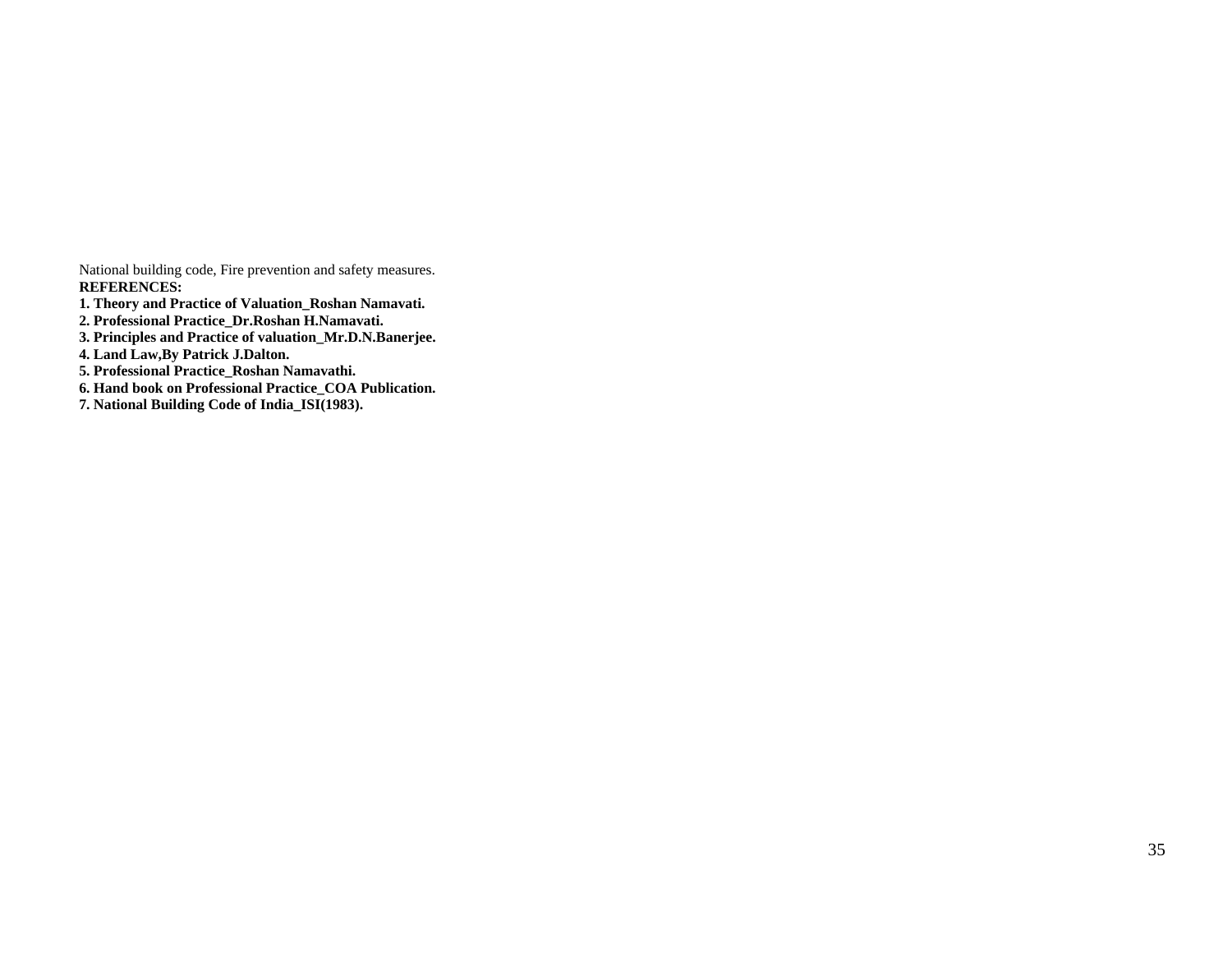National building code, Fire prevention and safety measures.

**REFERENCES:**

**1. Theory and Practice of Valuation_Roshan Namavati.**
**2. Professional Practice_Dr.Roshan H.Namavati.**
**3. Principles and Practice of valuation_Mr.D.N.Banerjee.**
**4. Land Law,By Patrick J.Dalton.**
**5. Professional Practice_Roshan Namavathi.**
**6. Hand book on Professional Practice_COA Publication.**
**7. National Building Code of India_ISI(1983).**